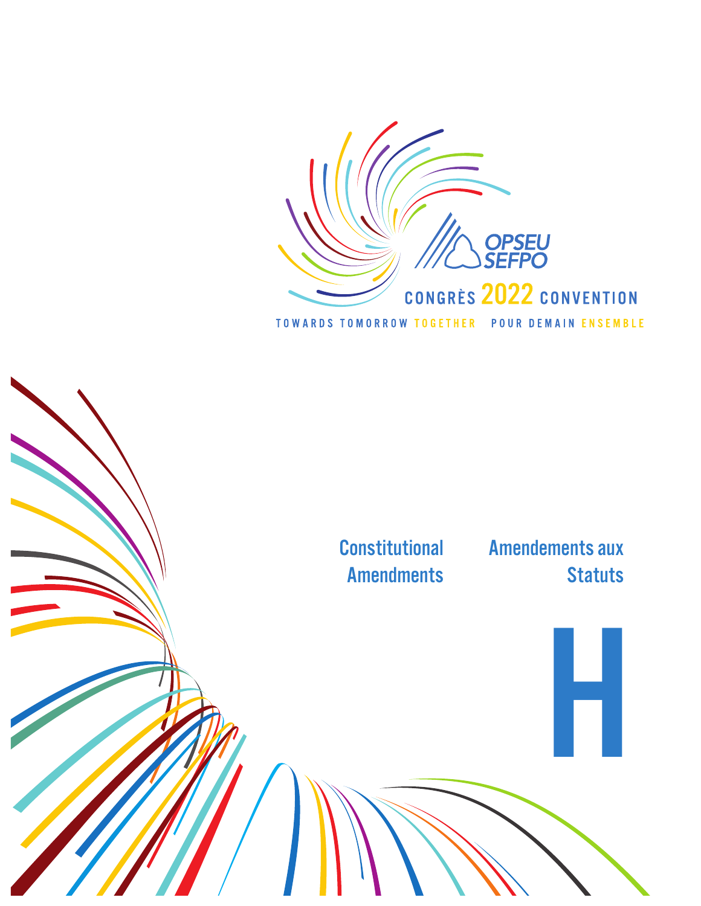OPSEU SEFPO

CONGRÈS 2022 CONVENTION

TOWARDS TOMORROW TOGETHER POUR DEMAIN ENSEMBLE

# Constitutional Amendments

# Amendements aux Statuts

# H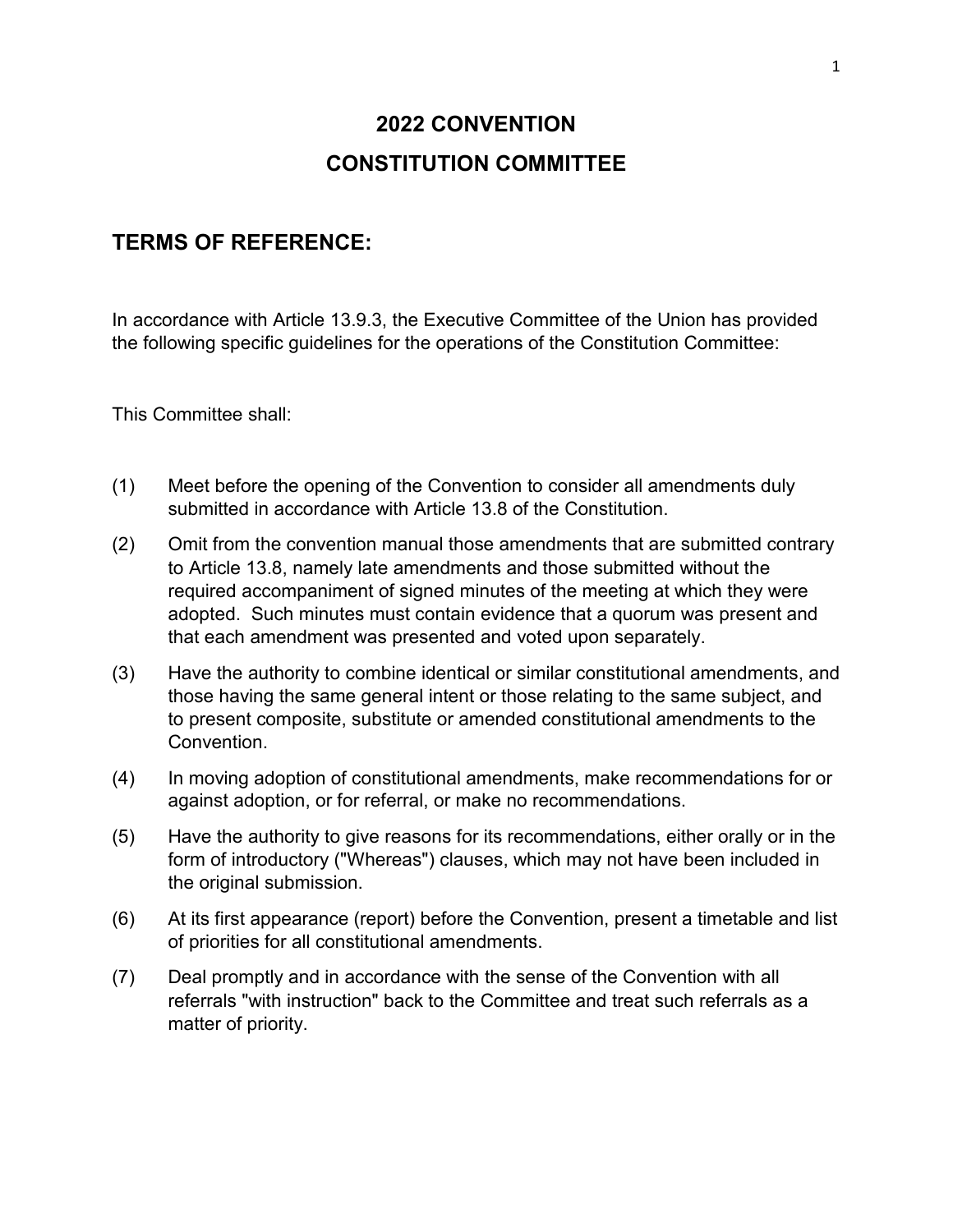# 2022 CONVENTION
# CONSTITUTION COMMITTEE

## TERMS OF REFERENCE:

In accordance with Article 13.9.3, the Executive Committee of the Union has provided the following specific guidelines for the operations of the Constitution Committee:

This Committee shall:

(1) Meet before the opening of the Convention to consider all amendments duly submitted in accordance with Article 13.8 of the Constitution.

(2) Omit from the convention manual those amendments that are submitted contrary to Article 13.8, namely late amendments and those submitted without the required accompaniment of signed minutes of the meeting at which they were adopted. Such minutes must contain evidence that a quorum was present and that each amendment was presented and voted upon separately.

(3) Have the authority to combine identical or similar constitutional amendments, and those having the same general intent or those relating to the same subject, and to present composite, substitute or amended constitutional amendments to the Convention.

(4) In moving adoption of constitutional amendments, make recommendations for or against adoption, or for referral, or make no recommendations.

(5) Have the authority to give reasons for its recommendations, either orally or in the form of introductory ("Whereas") clauses, which may not have been included in the original submission.

(6) At its first appearance (report) before the Convention, present a timetable and list of priorities for all constitutional amendments.

(7) Deal promptly and in accordance with the sense of the Convention with all referrals "with instruction" back to the Committee and treat such referrals as a matter of priority.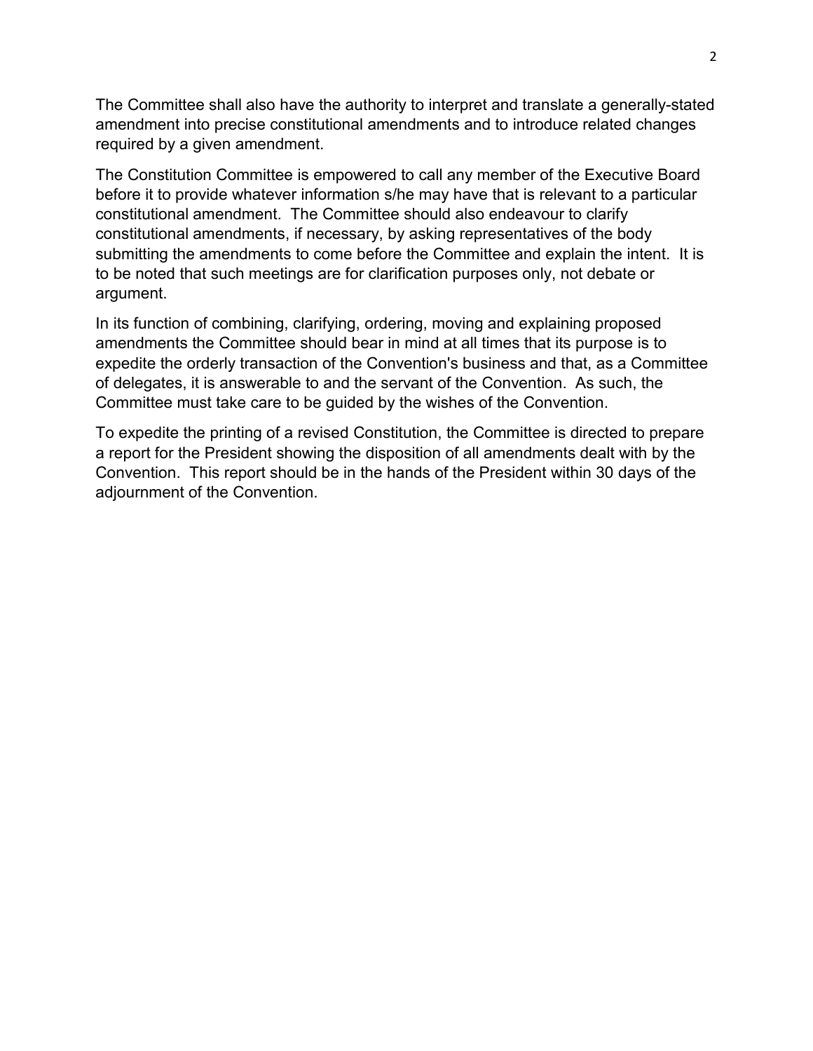The Committee shall also have the authority to interpret and translate a generally-stated amendment into precise constitutional amendments and to introduce related changes required by a given amendment.

The Constitution Committee is empowered to call any member of the Executive Board before it to provide whatever information s/he may have that is relevant to a particular constitutional amendment. The Committee should also endeavour to clarify constitutional amendments, if necessary, by asking representatives of the body submitting the amendments to come before the Committee and explain the intent. It is to be noted that such meetings are for clarification purposes only, not debate or argument.

In its function of combining, clarifying, ordering, moving and explaining proposed amendments the Committee should bear in mind at all times that its purpose is to expedite the orderly transaction of the Convention's business and that, as a Committee of delegates, it is answerable to and the servant of the Convention. As such, the Committee must take care to be guided by the wishes of the Convention.

To expedite the printing of a revised Constitution, the Committee is directed to prepare a report for the President showing the disposition of all amendments dealt with by the Convention. This report should be in the hands of the President within 30 days of the adjournment of the Convention.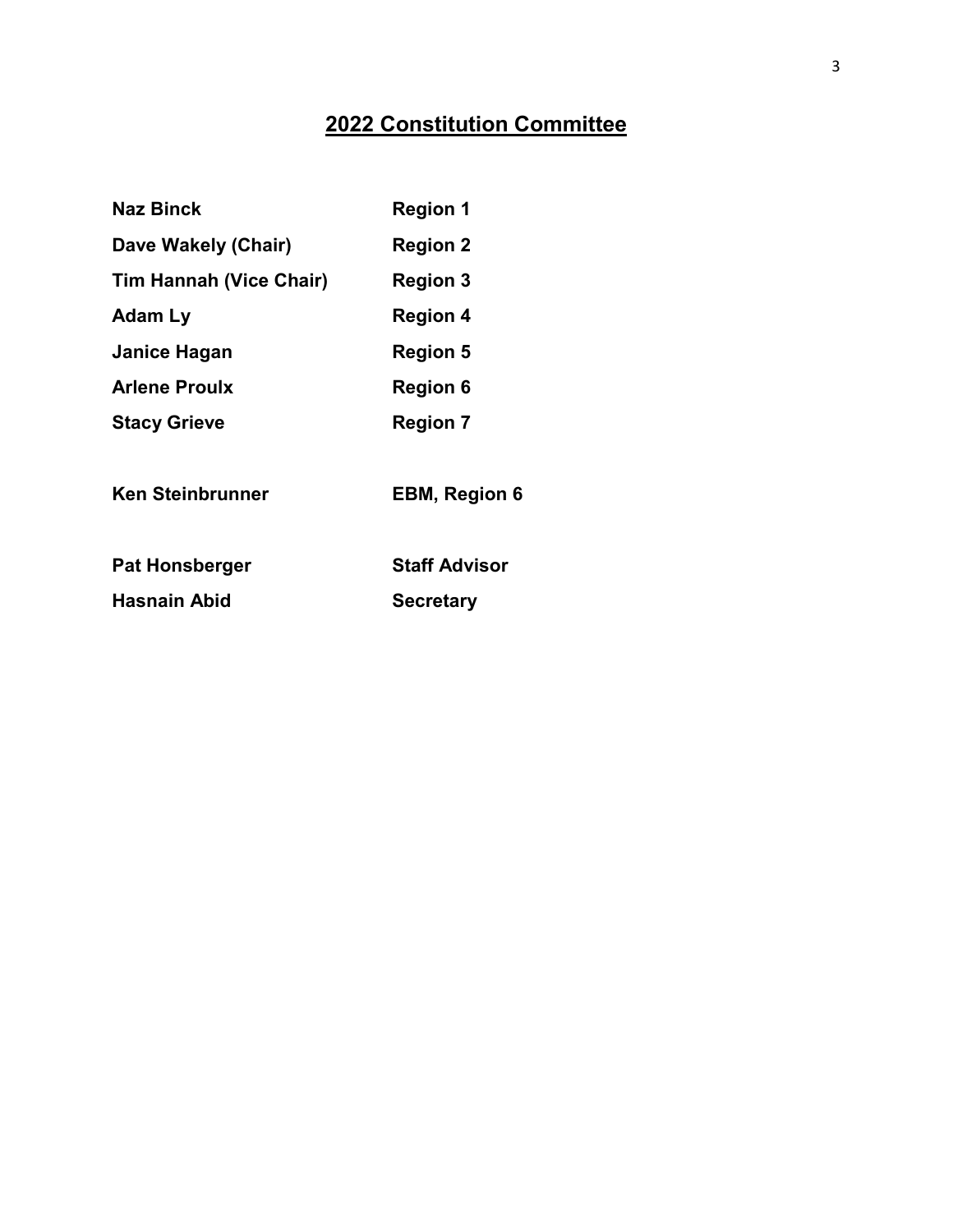## 2022 Constitution Committee

| | |
|---|---|
| **Naz Binck** | **Region 1** |
| **Dave Wakely (Chair)** | **Region 2** |
| **Tim Hannah (Vice Chair)** | **Region 3** |
| **Adam Ly** | **Region 4** |
| **Janice Hagan** | **Region 5** |
| **Arlene Proulx** | **Region 6** |
| **Stacy Grieve** | **Region 7** |
| | |
| **Ken Steinbrunner** | **EBM, Region 6** |
| | |
| **Pat Honsberger** | **Staff Advisor** |
| **Hasnain Abid** | **Secretary** |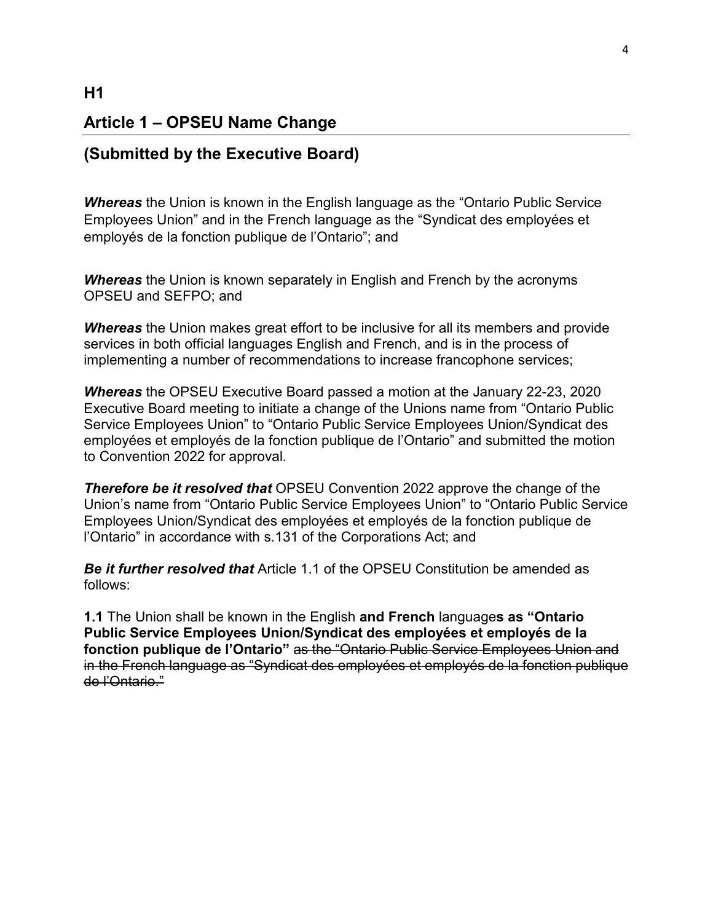## H1

## Article 1 – OPSEU Name Change

## (Submitted by the Executive Board)

***Whereas*** the Union is known in the English language as the "Ontario Public Service Employees Union" and in the French language as the "Syndicat des employées et employés de la fonction publique de l'Ontario"; and

***Whereas*** the Union is known separately in English and French by the acronyms OPSEU and SEFPO; and

***Whereas*** the Union makes great effort to be inclusive for all its members and provide services in both official languages English and French, and is in the process of implementing a number of recommendations to increase francophone services;

***Whereas*** the OPSEU Executive Board passed a motion at the January 22-23, 2020 Executive Board meeting to initiate a change of the Unions name from "Ontario Public Service Employees Union" to "Ontario Public Service Employees Union/Syndicat des employées et employés de la fonction publique de l'Ontario" and submitted the motion to Convention 2022 for approval.

***Therefore be it resolved that*** OPSEU Convention 2022 approve the change of the Union's name from "Ontario Public Service Employees Union" to "Ontario Public Service Employees Union/Syndicat des employées et employés de la fonction publique de l'Ontario" in accordance with s.131 of the Corporations Act; and

***Be it further resolved that*** Article 1.1 of the OPSEU Constitution be amended as follows:

**1.1** The Union shall be known in the English **and French** language**s as "Ontario Public Service Employees Union/Syndicat des employées et employés de la fonction publique de l'Ontario"** ~~as the "Ontario Public Service Employees Union and in the French language as "Syndicat des employées et employés de la fonction publique de l'Ontario."~~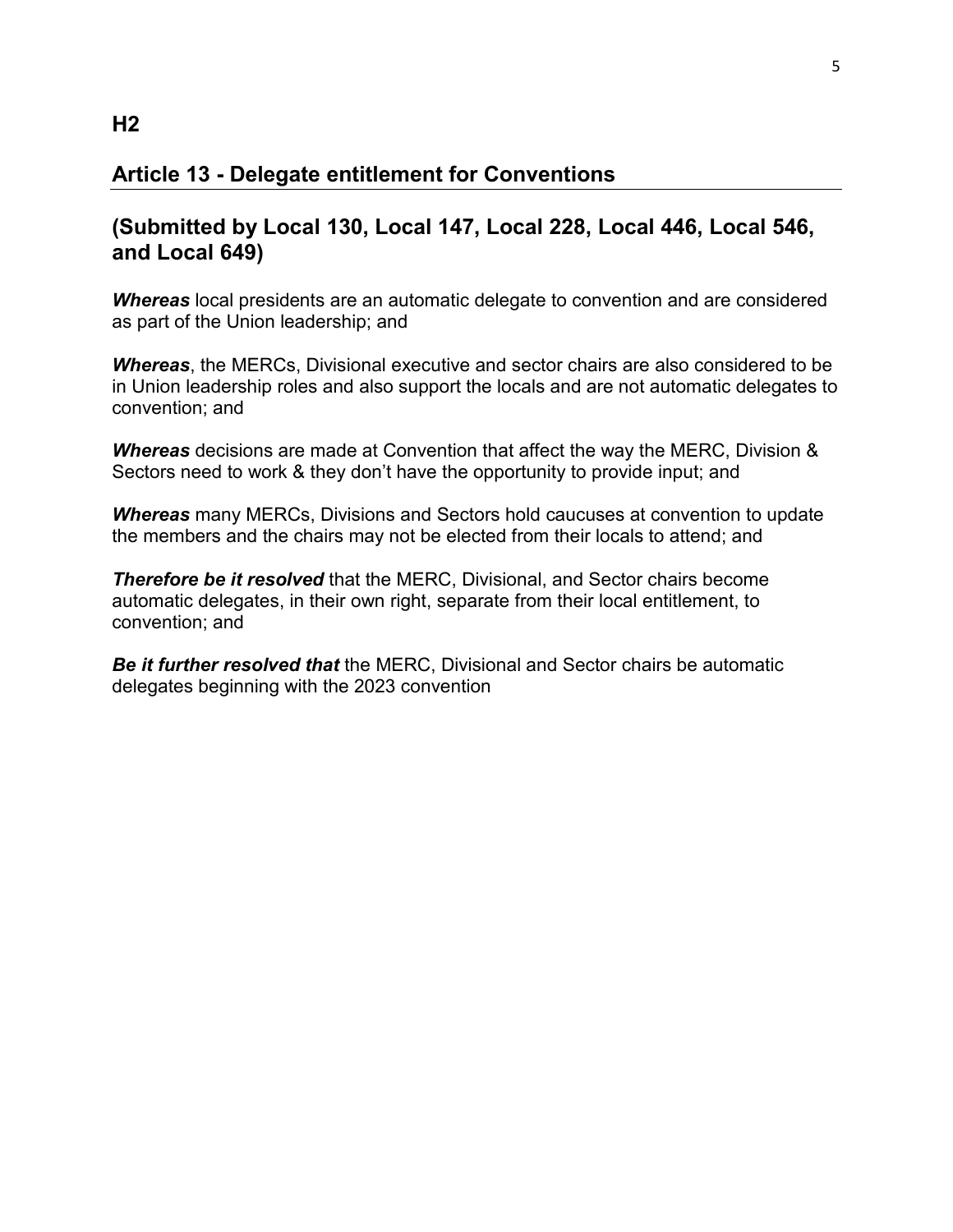## H2

## Article 13 - Delegate entitlement for Conventions

## (Submitted by Local 130, Local 147, Local 228, Local 446, Local 546, and Local 649)

***Whereas*** local presidents are an automatic delegate to convention and are considered as part of the Union leadership; and

***Whereas***, the MERCs, Divisional executive and sector chairs are also considered to be in Union leadership roles and also support the locals and are not automatic delegates to convention; and

***Whereas*** decisions are made at Convention that affect the way the MERC, Division & Sectors need to work & they don't have the opportunity to provide input; and

***Whereas*** many MERCs, Divisions and Sectors hold caucuses at convention to update the members and the chairs may not be elected from their locals to attend; and

***Therefore be it resolved*** that the MERC, Divisional, and Sector chairs become automatic delegates, in their own right, separate from their local entitlement, to convention; and

***Be it further resolved that*** the MERC, Divisional and Sector chairs be automatic delegates beginning with the 2023 convention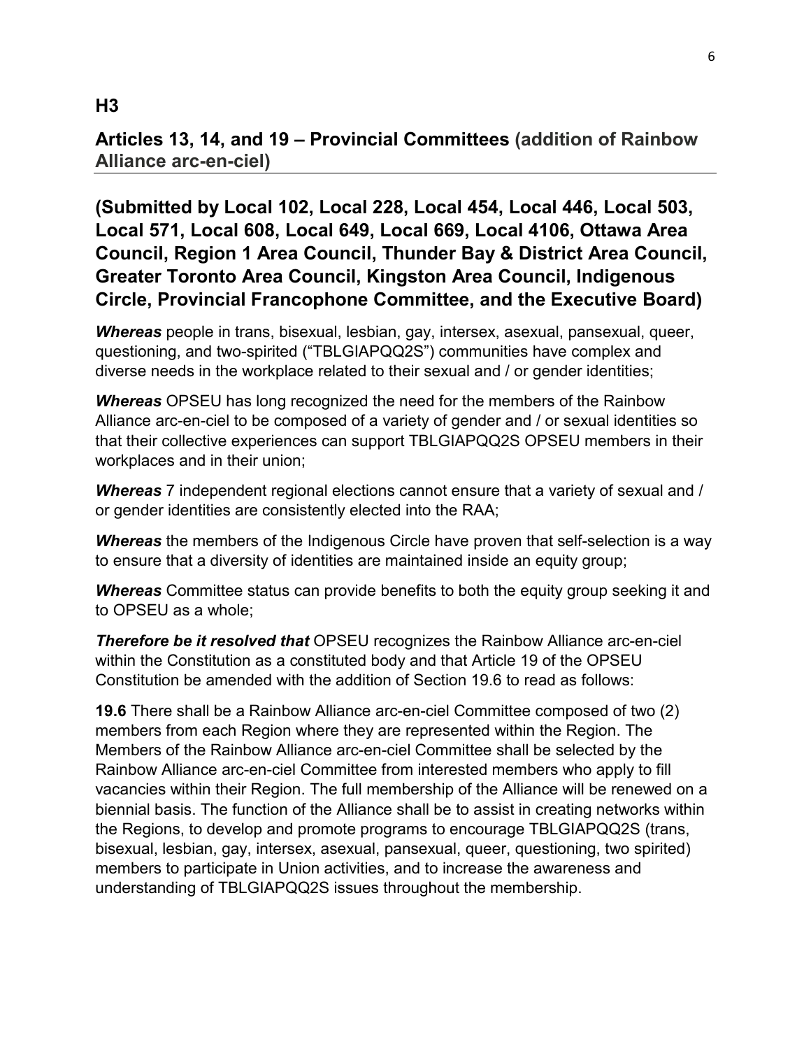### H3

## Articles 13, 14, and 19 – Provincial Committees (addition of Rainbow Alliance arc-en-ciel)

## (Submitted by Local 102, Local 228, Local 454, Local 446, Local 503, Local 571, Local 608, Local 649, Local 669, Local 4106, Ottawa Area Council, Region 1 Area Council, Thunder Bay & District Area Council, Greater Toronto Area Council, Kingston Area Council, Indigenous Circle, Provincial Francophone Committee, and the Executive Board)

***Whereas*** people in trans, bisexual, lesbian, gay, intersex, asexual, pansexual, queer, questioning, and two-spirited ("TBLGIAPQQ2S") communities have complex and diverse needs in the workplace related to their sexual and / or gender identities;

***Whereas*** OPSEU has long recognized the need for the members of the Rainbow Alliance arc-en-ciel to be composed of a variety of gender and / or sexual identities so that their collective experiences can support TBLGIAPQQ2S OPSEU members in their workplaces and in their union;

***Whereas*** 7 independent regional elections cannot ensure that a variety of sexual and / or gender identities are consistently elected into the RAA;

***Whereas*** the members of the Indigenous Circle have proven that self-selection is a way to ensure that a diversity of identities are maintained inside an equity group;

***Whereas*** Committee status can provide benefits to both the equity group seeking it and to OPSEU as a whole;

***Therefore be it resolved that*** OPSEU recognizes the Rainbow Alliance arc-en-ciel within the Constitution as a constituted body and that Article 19 of the OPSEU Constitution be amended with the addition of Section 19.6 to read as follows:

**19.6** There shall be a Rainbow Alliance arc-en-ciel Committee composed of two (2) members from each Region where they are represented within the Region. The Members of the Rainbow Alliance arc-en-ciel Committee shall be selected by the Rainbow Alliance arc-en-ciel Committee from interested members who apply to fill vacancies within their Region. The full membership of the Alliance will be renewed on a biennial basis. The function of the Alliance shall be to assist in creating networks within the Regions, to develop and promote programs to encourage TBLGIAPQQ2S (trans, bisexual, lesbian, gay, intersex, asexual, pansexual, queer, questioning, two spirited) members to participate in Union activities, and to increase the awareness and understanding of TBLGIAPQQ2S issues throughout the membership.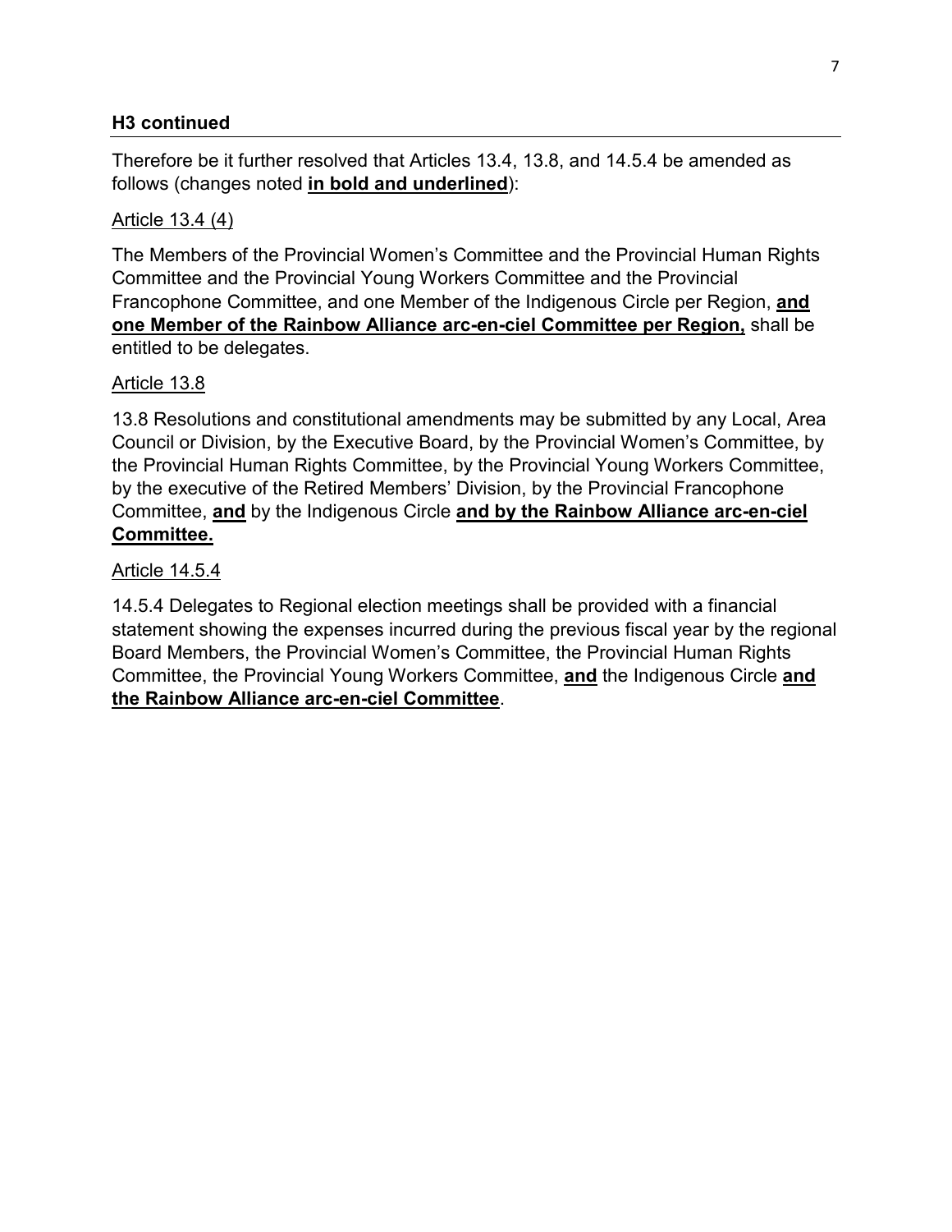### H3 continued

Therefore be it further resolved that Articles 13.4, 13.8, and 14.5.4 be amended as follows (changes noted <u>**in bold and underlined**</u>):

<u>Article 13.4 (4)</u>

The Members of the Provincial Women's Committee and the Provincial Human Rights Committee and the Provincial Young Workers Committee and the Provincial Francophone Committee, and one Member of the Indigenous Circle per Region, <u>**and one Member of the Rainbow Alliance arc-en-ciel Committee per Region,**</u> shall be entitled to be delegates.

<u>Article 13.8</u>

13.8 Resolutions and constitutional amendments may be submitted by any Local, Area Council or Division, by the Executive Board, by the Provincial Women's Committee, by the Provincial Human Rights Committee, by the Provincial Young Workers Committee, by the executive of the Retired Members' Division, by the Provincial Francophone Committee, <u>**and**</u> by the Indigenous Circle <u>**and by the Rainbow Alliance arc-en-ciel Committee.**</u>

<u>Article 14.5.4</u>

14.5.4 Delegates to Regional election meetings shall be provided with a financial statement showing the expenses incurred during the previous fiscal year by the regional Board Members, the Provincial Women's Committee, the Provincial Human Rights Committee, the Provincial Young Workers Committee, <u>**and**</u> the Indigenous Circle <u>**and the Rainbow Alliance arc-en-ciel Committee**</u>.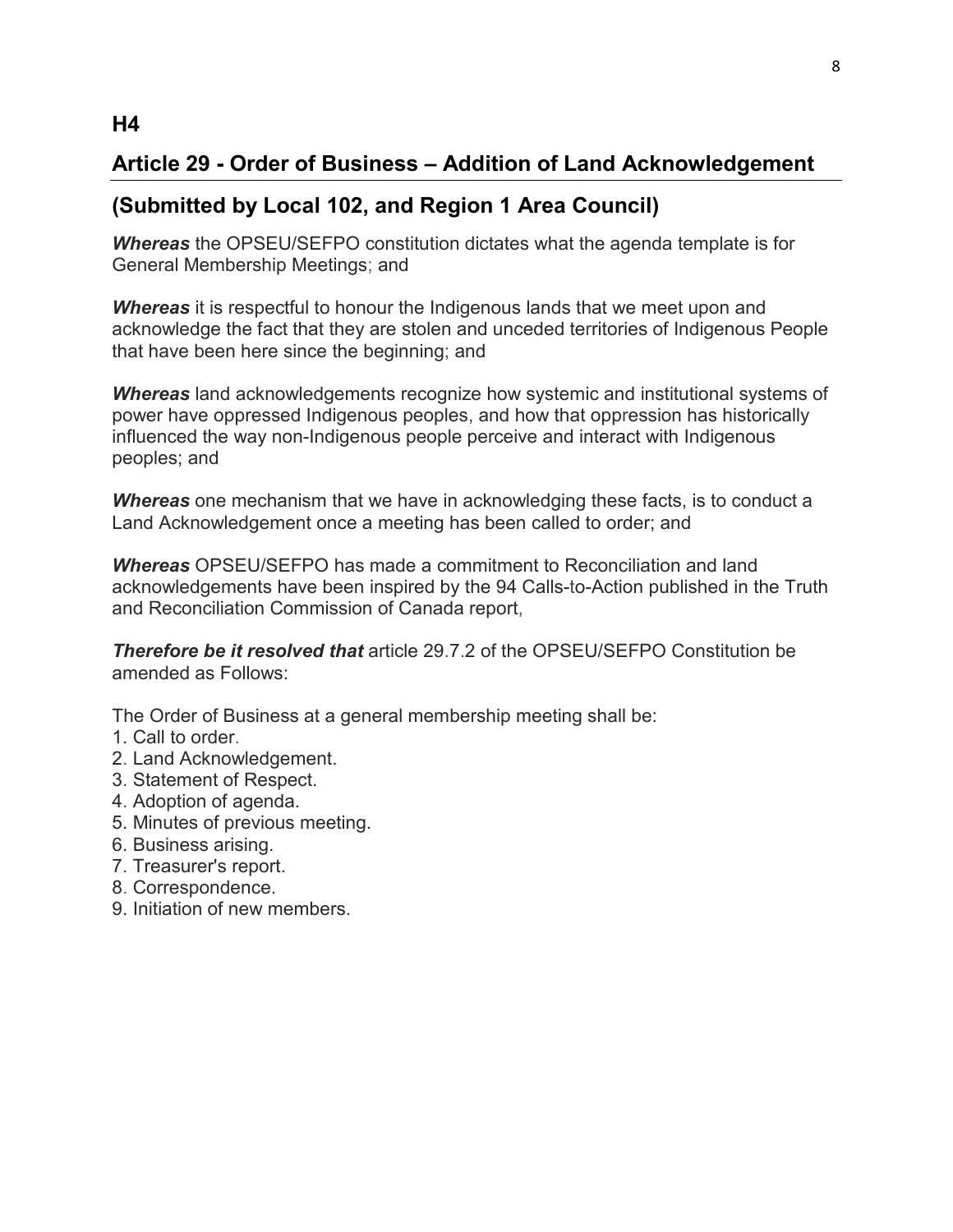## H4

## Article 29 - Order of Business – Addition of Land Acknowledgement

## (Submitted by Local 102, and Region 1 Area Council)

***Whereas*** the OPSEU/SEFPO constitution dictates what the agenda template is for General Membership Meetings; and

***Whereas*** it is respectful to honour the Indigenous lands that we meet upon and acknowledge the fact that they are stolen and unceded territories of Indigenous People that have been here since the beginning; and

***Whereas*** land acknowledgements recognize how systemic and institutional systems of power have oppressed Indigenous peoples, and how that oppression has historically influenced the way non-Indigenous people perceive and interact with Indigenous peoples; and

***Whereas*** one mechanism that we have in acknowledging these facts, is to conduct a Land Acknowledgement once a meeting has been called to order; and

***Whereas*** OPSEU/SEFPO has made a commitment to Reconciliation and land acknowledgements have been inspired by the 94 Calls-to-Action published in the Truth and Reconciliation Commission of Canada report,

***Therefore be it resolved that*** article 29.7.2 of the OPSEU/SEFPO Constitution be amended as Follows:

The Order of Business at a general membership meeting shall be:

1. Call to order.
2. Land Acknowledgement.
3. Statement of Respect.
4. Adoption of agenda.
5. Minutes of previous meeting.
6. Business arising.
7. Treasurer's report.
8. Correspondence.
9. Initiation of new members.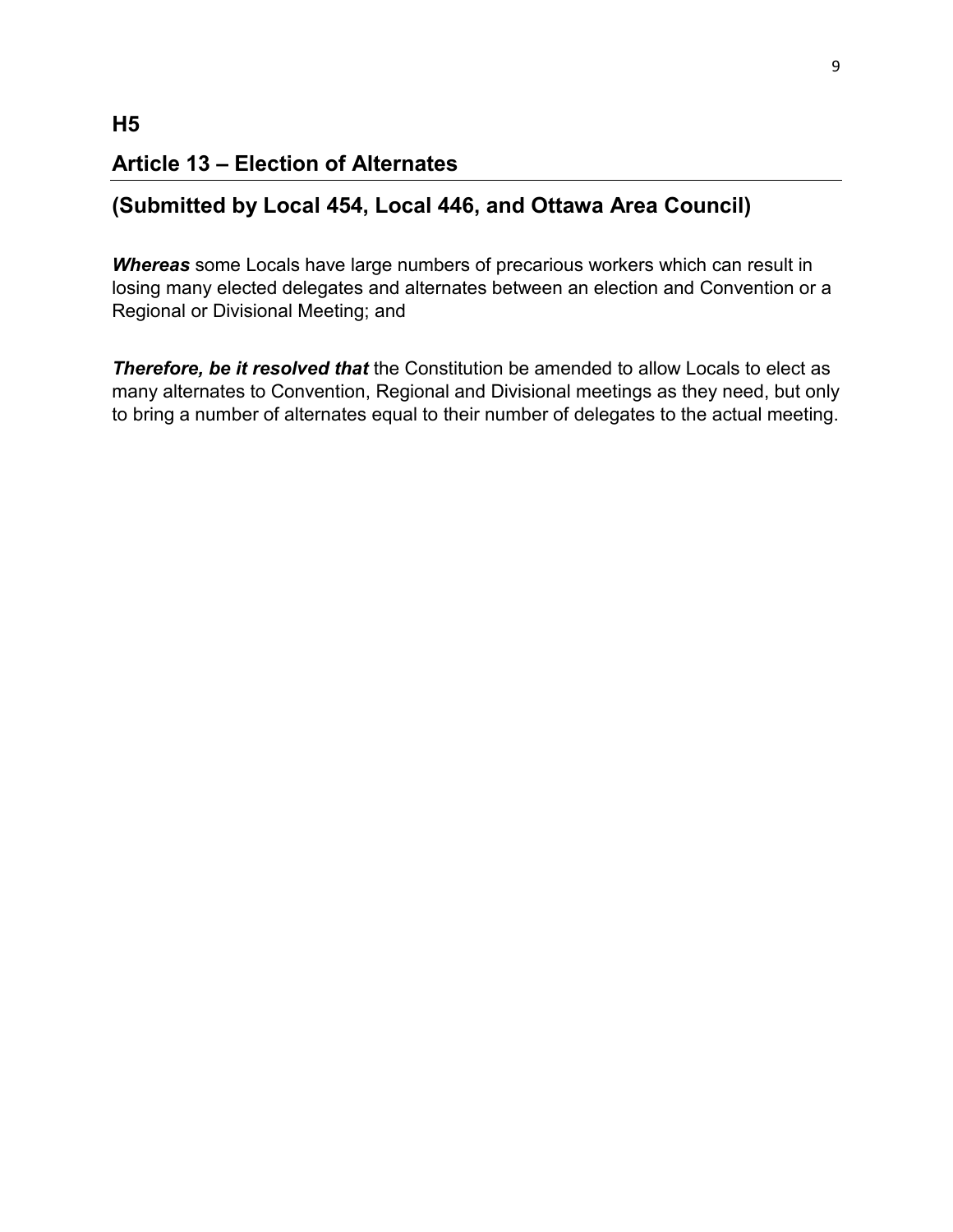## H5

## Article 13 – Election of Alternates

## (Submitted by Local 454, Local 446, and Ottawa Area Council)

***Whereas*** some Locals have large numbers of precarious workers which can result in losing many elected delegates and alternates between an election and Convention or a Regional or Divisional Meeting; and

***Therefore, be it resolved that*** the Constitution be amended to allow Locals to elect as many alternates to Convention, Regional and Divisional meetings as they need, but only to bring a number of alternates equal to their number of delegates to the actual meeting.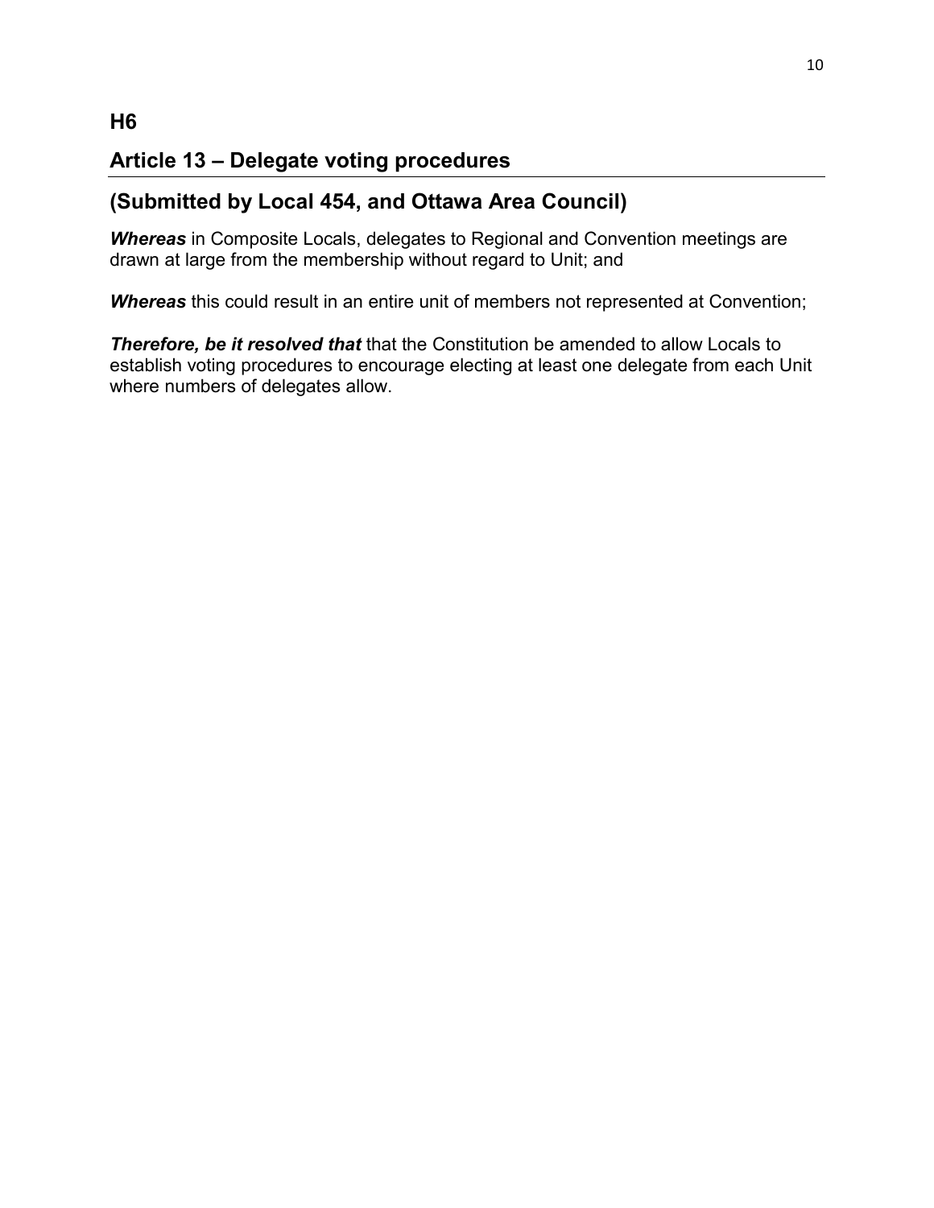## H6

## Article 13 – Delegate voting procedures

## (Submitted by Local 454, and Ottawa Area Council)

***Whereas*** in Composite Locals, delegates to Regional and Convention meetings are drawn at large from the membership without regard to Unit; and

***Whereas*** this could result in an entire unit of members not represented at Convention;

***Therefore, be it resolved that*** that the Constitution be amended to allow Locals to establish voting procedures to encourage electing at least one delegate from each Unit where numbers of delegates allow.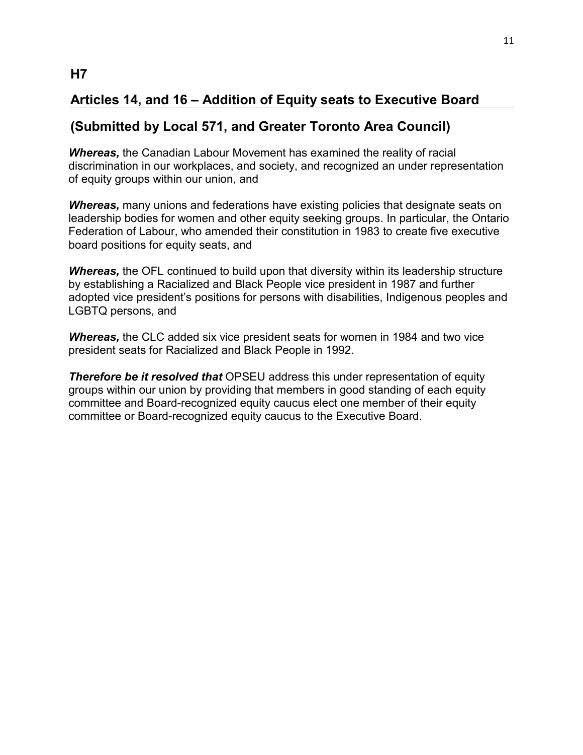## H7

## Articles 14, and 16 – Addition of Equity seats to Executive Board

## (Submitted by Local 571, and Greater Toronto Area Council)

***Whereas,*** the Canadian Labour Movement has examined the reality of racial discrimination in our workplaces, and society, and recognized an under representation of equity groups within our union, and

***Whereas,*** many unions and federations have existing policies that designate seats on leadership bodies for women and other equity seeking groups. In particular, the Ontario Federation of Labour, who amended their constitution in 1983 to create five executive board positions for equity seats, and

***Whereas,*** the OFL continued to build upon that diversity within its leadership structure by establishing a Racialized and Black People vice president in 1987 and further adopted vice president's positions for persons with disabilities, Indigenous peoples and LGBTQ persons, and

***Whereas,*** the CLC added six vice president seats for women in 1984 and two vice president seats for Racialized and Black People in 1992.

***Therefore be it resolved that*** OPSEU address this under representation of equity groups within our union by providing that members in good standing of each equity committee and Board-recognized equity caucus elect one member of their equity committee or Board-recognized equity caucus to the Executive Board.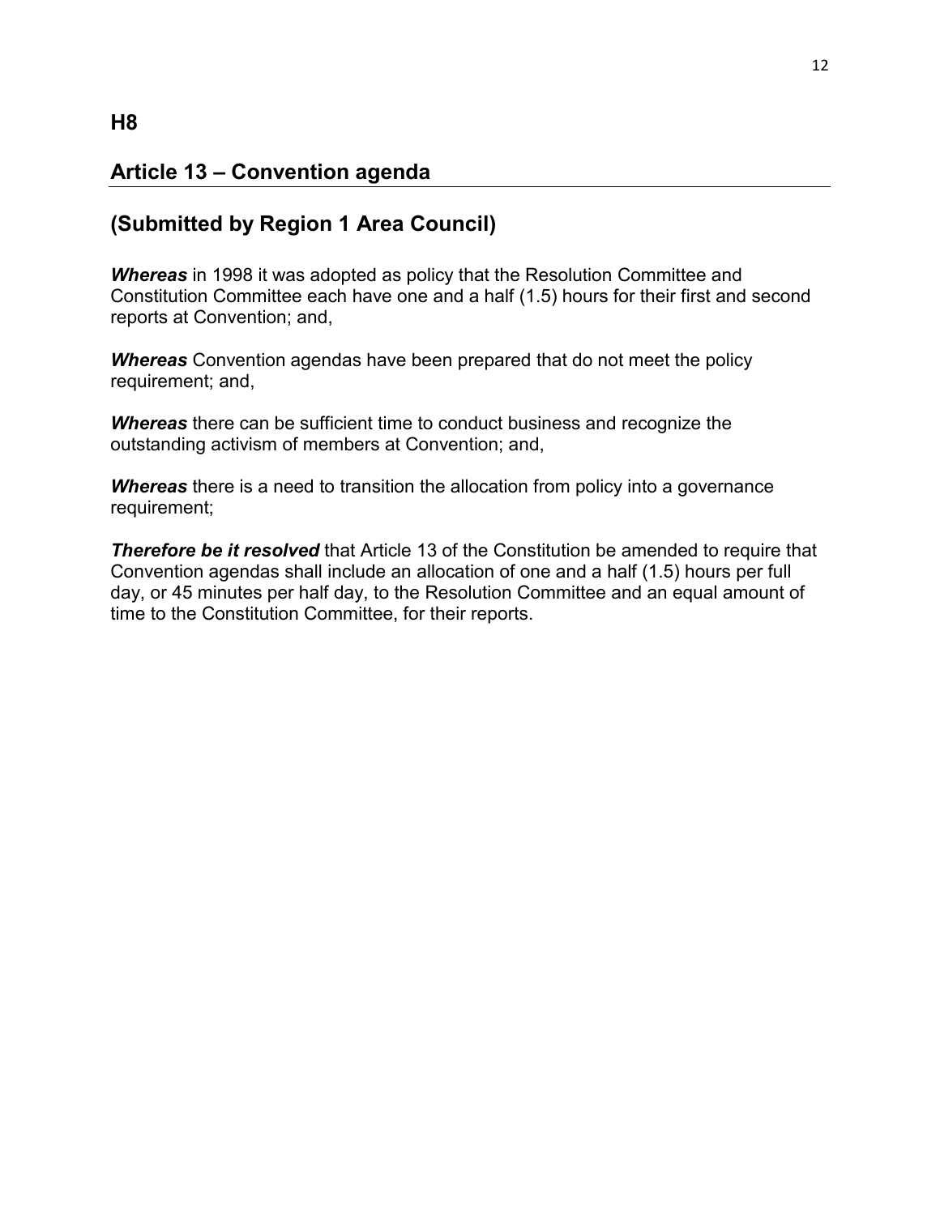## H8

## Article 13 – Convention agenda

## (Submitted by Region 1 Area Council)

***Whereas*** in 1998 it was adopted as policy that the Resolution Committee and Constitution Committee each have one and a half (1.5) hours for their first and second reports at Convention; and,

***Whereas*** Convention agendas have been prepared that do not meet the policy requirement; and,

***Whereas*** there can be sufficient time to conduct business and recognize the outstanding activism of members at Convention; and,

***Whereas*** there is a need to transition the allocation from policy into a governance requirement;

***Therefore be it resolved*** that Article 13 of the Constitution be amended to require that Convention agendas shall include an allocation of one and a half (1.5) hours per full day, or 45 minutes per half day, to the Resolution Committee and an equal amount of time to the Constitution Committee, for their reports.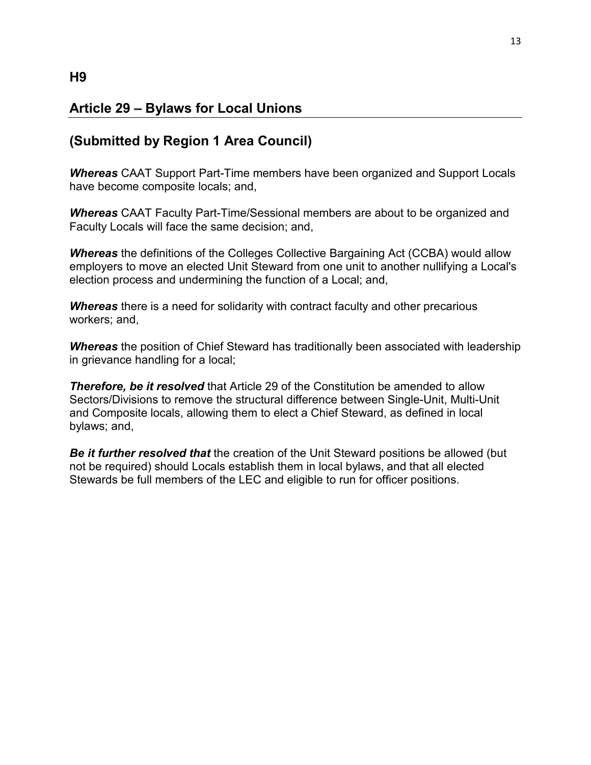## H9

## Article 29 – Bylaws for Local Unions

## (Submitted by Region 1 Area Council)

***Whereas*** CAAT Support Part-Time members have been organized and Support Locals have become composite locals; and,

***Whereas*** CAAT Faculty Part-Time/Sessional members are about to be organized and Faculty Locals will face the same decision; and,

***Whereas*** the definitions of the Colleges Collective Bargaining Act (CCBA) would allow employers to move an elected Unit Steward from one unit to another nullifying a Local's election process and undermining the function of a Local; and,

***Whereas*** there is a need for solidarity with contract faculty and other precarious workers; and,

***Whereas*** the position of Chief Steward has traditionally been associated with leadership in grievance handling for a local;

***Therefore, be it resolved*** that Article 29 of the Constitution be amended to allow Sectors/Divisions to remove the structural difference between Single-Unit, Multi-Unit and Composite locals, allowing them to elect a Chief Steward, as defined in local bylaws; and,

***Be it further resolved that*** the creation of the Unit Steward positions be allowed (but not be required) should Locals establish them in local bylaws, and that all elected Stewards be full members of the LEC and eligible to run for officer positions.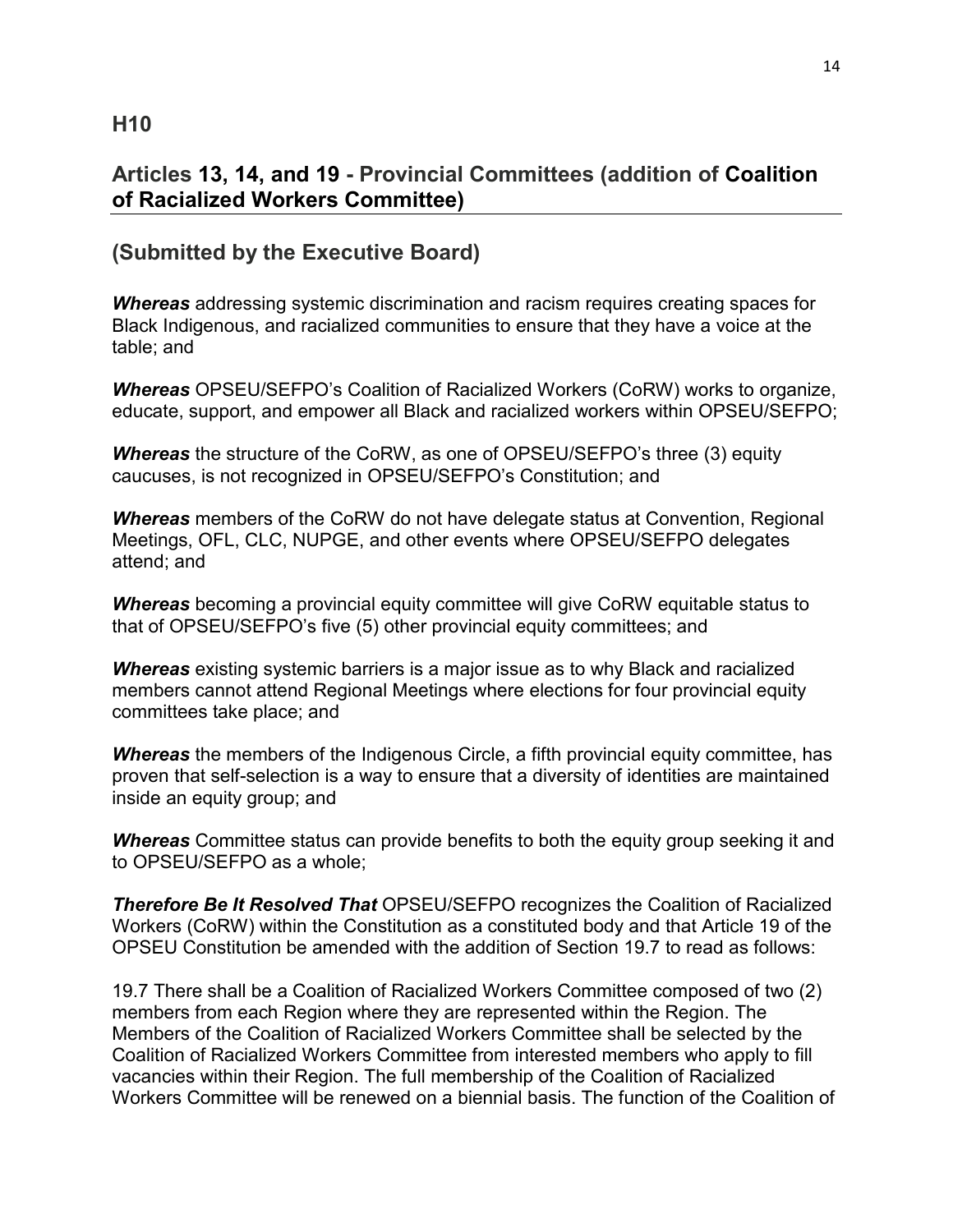## H10

## Articles 13, 14, and 19 - Provincial Committees (addition of Coalition of Racialized Workers Committee)

## (Submitted by the Executive Board)

***Whereas*** addressing systemic discrimination and racism requires creating spaces for Black Indigenous, and racialized communities to ensure that they have a voice at the table; and

***Whereas*** OPSEU/SEFPO's Coalition of Racialized Workers (CoRW) works to organize, educate, support, and empower all Black and racialized workers within OPSEU/SEFPO;

***Whereas*** the structure of the CoRW, as one of OPSEU/SEFPO's three (3) equity caucuses, is not recognized in OPSEU/SEFPO's Constitution; and

***Whereas*** members of the CoRW do not have delegate status at Convention, Regional Meetings, OFL, CLC, NUPGE, and other events where OPSEU/SEFPO delegates attend; and

***Whereas*** becoming a provincial equity committee will give CoRW equitable status to that of OPSEU/SEFPO's five (5) other provincial equity committees; and

***Whereas*** existing systemic barriers is a major issue as to why Black and racialized members cannot attend Regional Meetings where elections for four provincial equity committees take place; and

***Whereas*** the members of the Indigenous Circle, a fifth provincial equity committee, has proven that self-selection is a way to ensure that a diversity of identities are maintained inside an equity group; and

***Whereas*** Committee status can provide benefits to both the equity group seeking it and to OPSEU/SEFPO as a whole;

***Therefore Be It Resolved That*** OPSEU/SEFPO recognizes the Coalition of Racialized Workers (CoRW) within the Constitution as a constituted body and that Article 19 of the OPSEU Constitution be amended with the addition of Section 19.7 to read as follows:

19.7 There shall be a Coalition of Racialized Workers Committee composed of two (2) members from each Region where they are represented within the Region. The Members of the Coalition of Racialized Workers Committee shall be selected by the Coalition of Racialized Workers Committee from interested members who apply to fill vacancies within their Region. The full membership of the Coalition of Racialized Workers Committee will be renewed on a biennial basis. The function of the Coalition of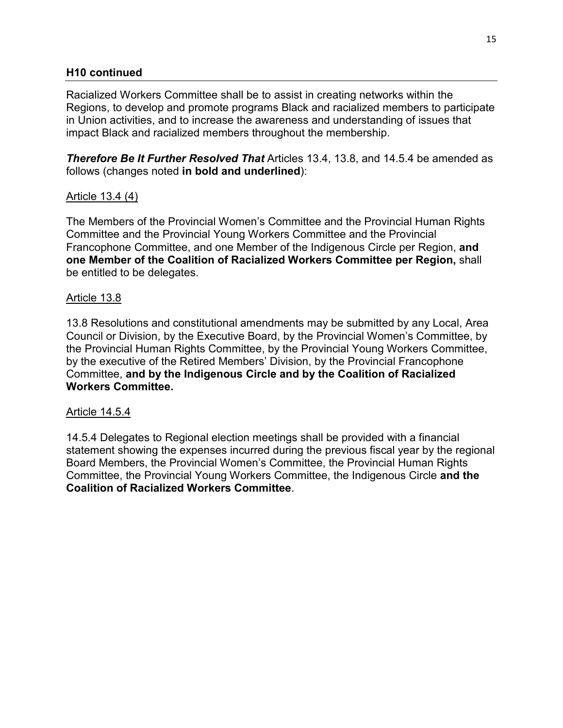## H10 continued

Racialized Workers Committee shall be to assist in creating networks within the Regions, to develop and promote programs Black and racialized members to participate in Union activities, and to increase the awareness and understanding of issues that impact Black and racialized members throughout the membership.

***Therefore Be It Further Resolved That*** Articles 13.4, 13.8, and 14.5.4 be amended as follows (changes noted **in bold and underlined**):

Article 13.4 (4)

The Members of the Provincial Women's Committee and the Provincial Human Rights Committee and the Provincial Young Workers Committee and the Provincial Francophone Committee, and one Member of the Indigenous Circle per Region, **and one Member of the Coalition of Racialized Workers Committee per Region,** shall be entitled to be delegates.

Article 13.8

13.8 Resolutions and constitutional amendments may be submitted by any Local, Area Council or Division, by the Executive Board, by the Provincial Women's Committee, by the Provincial Human Rights Committee, by the Provincial Young Workers Committee, by the executive of the Retired Members' Division, by the Provincial Francophone Committee, **and by the Indigenous Circle and by the Coalition of Racialized Workers Committee.**

Article 14.5.4

14.5.4 Delegates to Regional election meetings shall be provided with a financial statement showing the expenses incurred during the previous fiscal year by the regional Board Members, the Provincial Women's Committee, the Provincial Human Rights Committee, the Provincial Young Workers Committee, the Indigenous Circle **and the Coalition of Racialized Workers Committee**.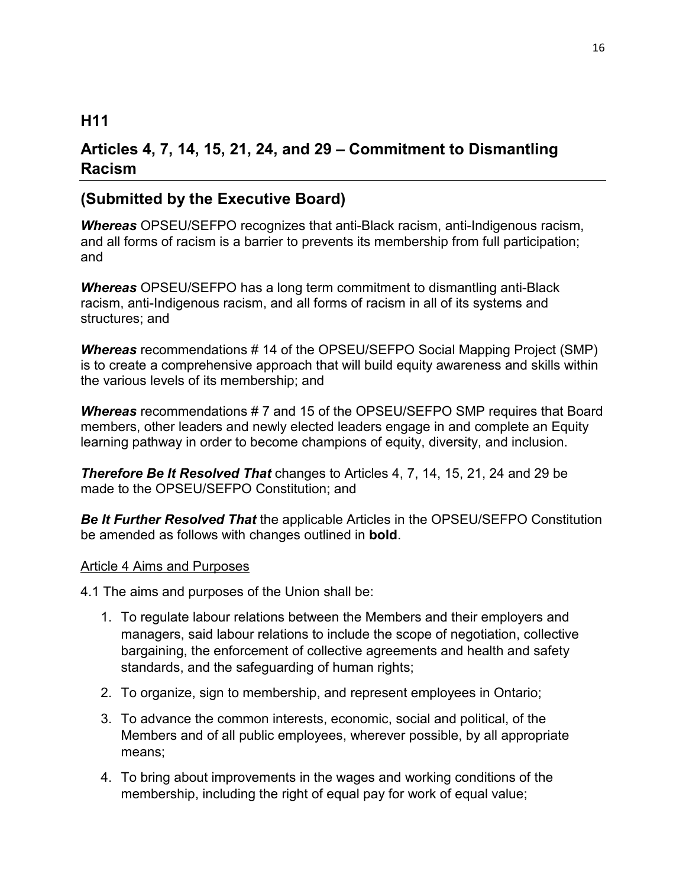## H11

## Articles 4, 7, 14, 15, 21, 24, and 29 – Commitment to Dismantling Racism

## (Submitted by the Executive Board)

***Whereas*** OPSEU/SEFPO recognizes that anti-Black racism, anti-Indigenous racism, and all forms of racism is a barrier to prevents its membership from full participation; and

***Whereas*** OPSEU/SEFPO has a long term commitment to dismantling anti-Black racism, anti-Indigenous racism, and all forms of racism in all of its systems and structures; and

***Whereas*** recommendations # 14 of the OPSEU/SEFPO Social Mapping Project (SMP) is to create a comprehensive approach that will build equity awareness and skills within the various levels of its membership; and

***Whereas*** recommendations # 7 and 15 of the OPSEU/SEFPO SMP requires that Board members, other leaders and newly elected leaders engage in and complete an Equity learning pathway in order to become champions of equity, diversity, and inclusion.

***Therefore Be It Resolved That*** changes to Articles 4, 7, 14, 15, 21, 24 and 29 be made to the OPSEU/SEFPO Constitution; and

***Be It Further Resolved That*** the applicable Articles in the OPSEU/SEFPO Constitution be amended as follows with changes outlined in **bold**.

<u>Article 4 Aims and Purposes</u>

4.1 The aims and purposes of the Union shall be:

1. To regulate labour relations between the Members and their employers and managers, said labour relations to include the scope of negotiation, collective bargaining, the enforcement of collective agreements and health and safety standards, and the safeguarding of human rights;
2. To organize, sign to membership, and represent employees in Ontario;
3. To advance the common interests, economic, social and political, of the Members and of all public employees, wherever possible, by all appropriate means;
4. To bring about improvements in the wages and working conditions of the membership, including the right of equal pay for work of equal value;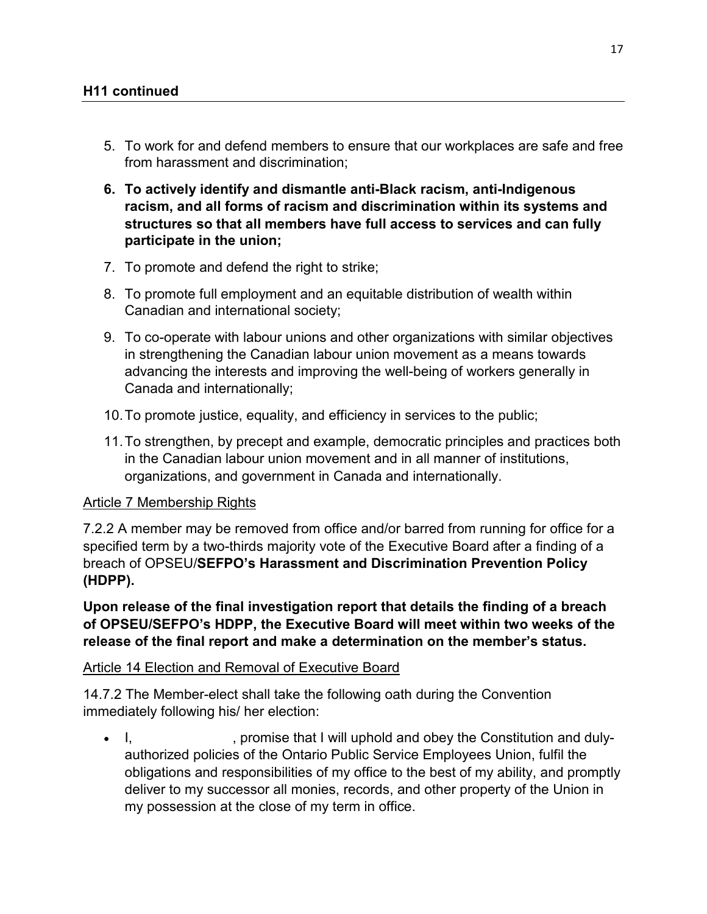**H11 continued**

5. To work for and defend members to ensure that our workplaces are safe and free from harassment and discrimination;

6. **To actively identify and dismantle anti-Black racism, anti-Indigenous racism, and all forms of racism and discrimination within its systems and structures so that all members have full access to services and can fully participate in the union;**

7. To promote and defend the right to strike;

8. To promote full employment and an equitable distribution of wealth within Canadian and international society;

9. To co-operate with labour unions and other organizations with similar objectives in strengthening the Canadian labour union movement as a means towards advancing the interests and improving the well-being of workers generally in Canada and internationally;

10. To promote justice, equality, and efficiency in services to the public;

11. To strengthen, by precept and example, democratic principles and practices both in the Canadian labour union movement and in all manner of institutions, organizations, and government in Canada and internationally.

Article 7 Membership Rights

7.2.2 A member may be removed from office and/or barred from running for office for a specified term by a two-thirds majority vote of the Executive Board after a finding of a breach of OPSEU/**SEFPO's Harassment and Discrimination Prevention Policy (HDPP).**

**Upon release of the final investigation report that details the finding of a breach of OPSEU/SEFPO's HDPP, the Executive Board will meet within two weeks of the release of the final report and make a determination on the member's status.**

Article 14 Election and Removal of Executive Board

14.7.2 The Member-elect shall take the following oath during the Convention immediately following his/ her election:

- I, &nbsp;&nbsp;&nbsp;&nbsp;&nbsp;&nbsp;&nbsp;&nbsp;&nbsp;&nbsp;&nbsp;&nbsp;&nbsp;&nbsp;&nbsp;&nbsp;, promise that I will uphold and obey the Constitution and duly-authorized policies of the Ontario Public Service Employees Union, fulfil the obligations and responsibilities of my office to the best of my ability, and promptly deliver to my successor all monies, records, and other property of the Union in my possession at the close of my term in office.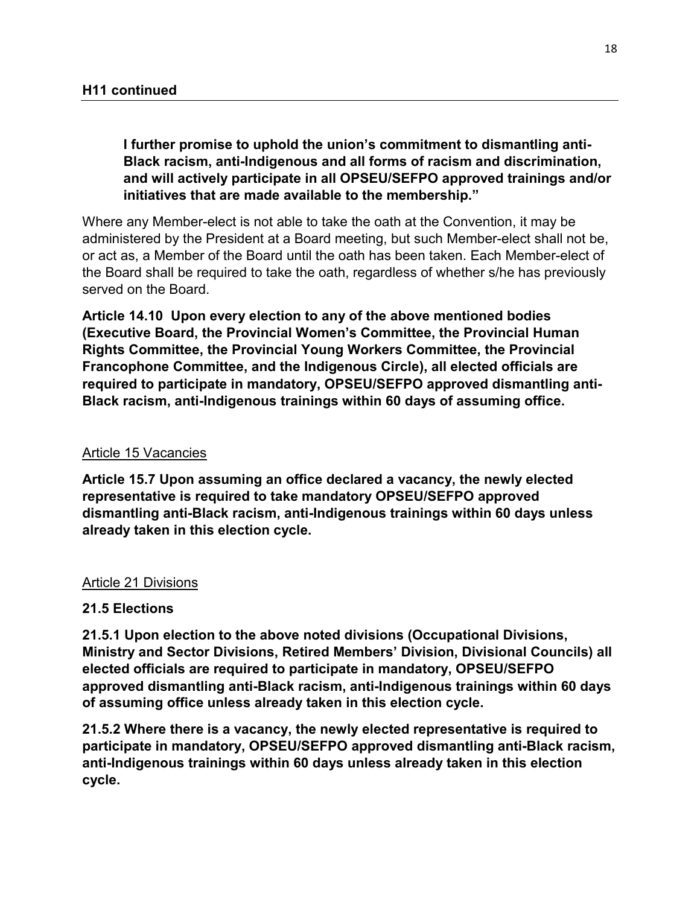**H11 continued**

> **I further promise to uphold the union's commitment to dismantling anti-Black racism, anti-Indigenous and all forms of racism and discrimination, and will actively participate in all OPSEU/SEFPO approved trainings and/or initiatives that are made available to the membership."**

Where any Member-elect is not able to take the oath at the Convention, it may be administered by the President at a Board meeting, but such Member-elect shall not be, or act as, a Member of the Board until the oath has been taken. Each Member-elect of the Board shall be required to take the oath, regardless of whether s/he has previously served on the Board.

**Article 14.10 Upon every election to any of the above mentioned bodies (Executive Board, the Provincial Women's Committee, the Provincial Human Rights Committee, the Provincial Young Workers Committee, the Provincial Francophone Committee, and the Indigenous Circle), all elected officials are required to participate in mandatory, OPSEU/SEFPO approved dismantling anti-Black racism, anti-Indigenous trainings within 60 days of assuming office.**

<u>Article 15 Vacancies</u>

**Article 15.7 Upon assuming an office declared a vacancy, the newly elected representative is required to take mandatory OPSEU/SEFPO approved dismantling anti-Black racism, anti-Indigenous trainings within 60 days unless already taken in this election cycle.**

<u>Article 21 Divisions</u>

**21.5 Elections**

**21.5.1 Upon election to the above noted divisions (Occupational Divisions, Ministry and Sector Divisions, Retired Members' Division, Divisional Councils) all elected officials are required to participate in mandatory, OPSEU/SEFPO approved dismantling anti-Black racism, anti-Indigenous trainings within 60 days of assuming office unless already taken in this election cycle.**

**21.5.2 Where there is a vacancy, the newly elected representative is required to participate in mandatory, OPSEU/SEFPO approved dismantling anti-Black racism, anti-Indigenous trainings within 60 days unless already taken in this election cycle.**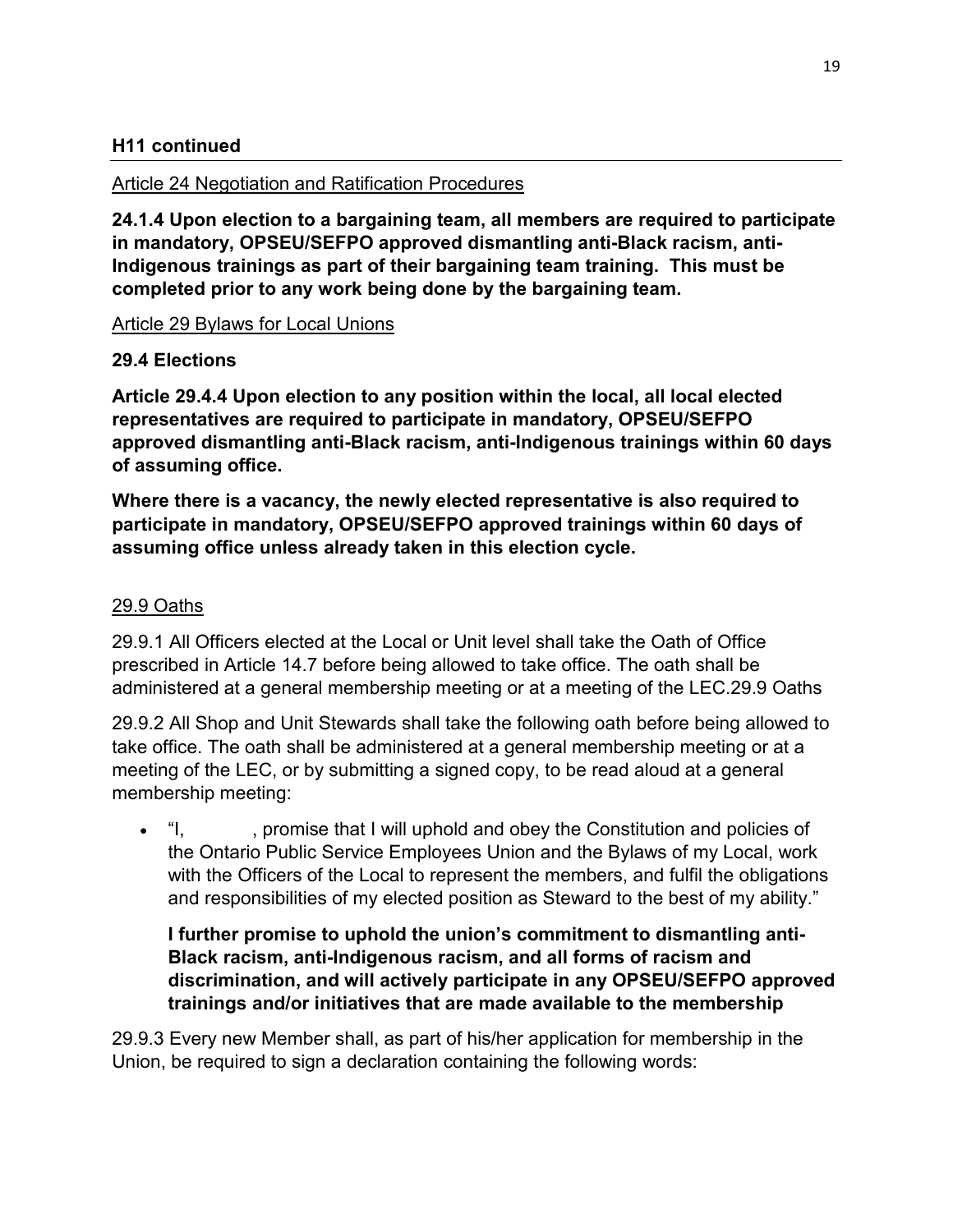**H11 continued**

Article 24 Negotiation and Ratification Procedures

**24.1.4 Upon election to a bargaining team, all members are required to participate in mandatory, OPSEU/SEFPO approved dismantling anti-Black racism, anti-Indigenous trainings as part of their bargaining team training. This must be completed prior to any work being done by the bargaining team.**

Article 29 Bylaws for Local Unions

**29.4 Elections**

**Article 29.4.4 Upon election to any position within the local, all local elected representatives are required to participate in mandatory, OPSEU/SEFPO approved dismantling anti-Black racism, anti-Indigenous trainings within 60 days of assuming office.**

**Where there is a vacancy, the newly elected representative is also required to participate in mandatory, OPSEU/SEFPO approved trainings within 60 days of assuming office unless already taken in this election cycle.**

29.9 Oaths

29.9.1 All Officers elected at the Local or Unit level shall take the Oath of Office prescribed in Article 14.7 before being allowed to take office. The oath shall be administered at a general membership meeting or at a meeting of the LEC.29.9 Oaths

29.9.2 All Shop and Unit Stewards shall take the following oath before being allowed to take office. The oath shall be administered at a general membership meeting or at a meeting of the LEC, or by submitting a signed copy, to be read aloud at a general membership meeting:

- "I, \_\_\_\_\_\_, promise that I will uphold and obey the Constitution and policies of the Ontario Public Service Employees Union and the Bylaws of my Local, work with the Officers of the Local to represent the members, and fulfil the obligations and responsibilities of my elected position as Steward to the best of my ability."

  **I further promise to uphold the union's commitment to dismantling anti-Black racism, anti-Indigenous racism, and all forms of racism and discrimination, and will actively participate in any OPSEU/SEFPO approved trainings and/or initiatives that are made available to the membership**

29.9.3 Every new Member shall, as part of his/her application for membership in the Union, be required to sign a declaration containing the following words: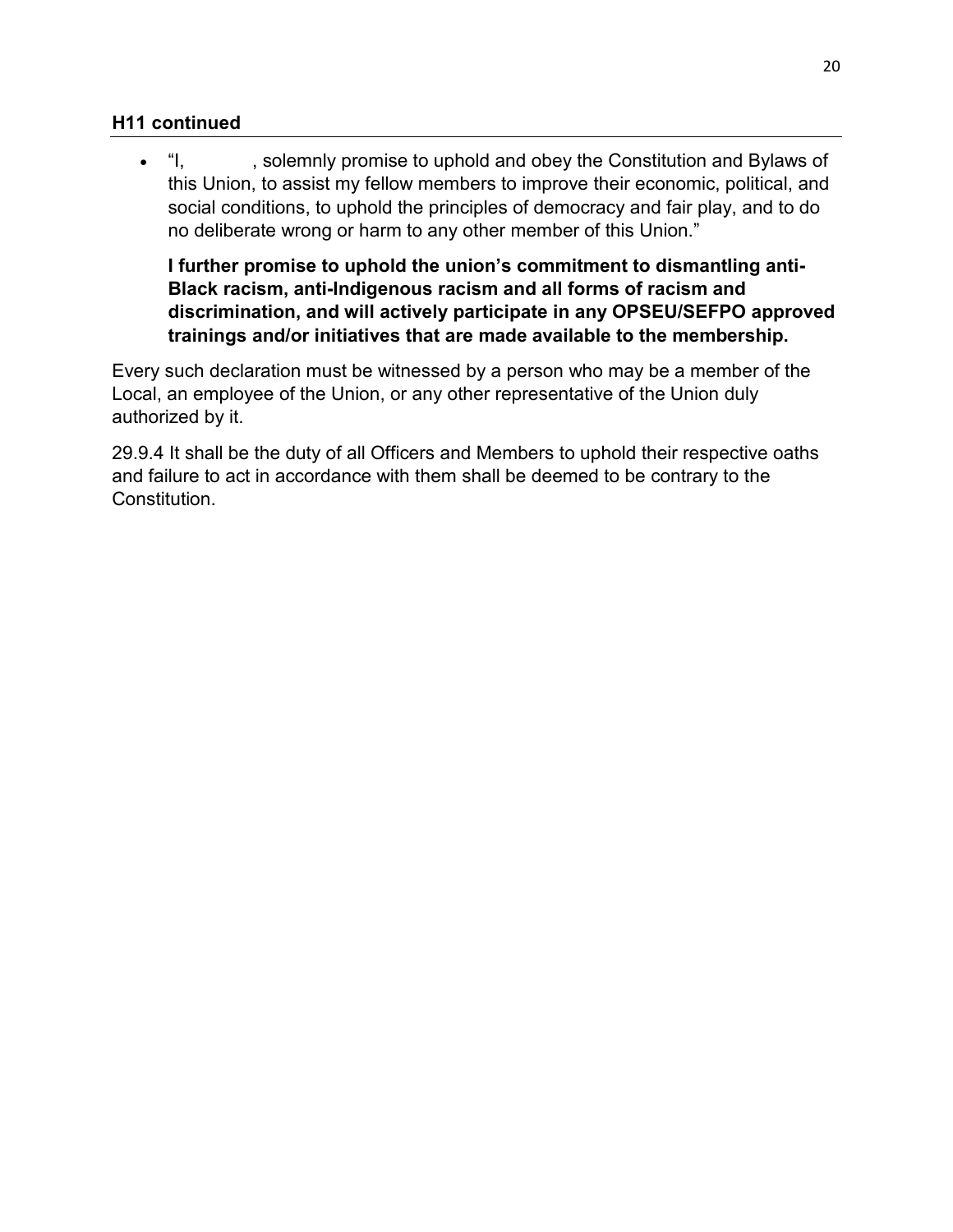**H11 continued**

- "I, , solemnly promise to uphold and obey the Constitution and Bylaws of this Union, to assist my fellow members to improve their economic, political, and social conditions, to uphold the principles of democracy and fair play, and to do no deliberate wrong or harm to any other member of this Union."

  **I further promise to uphold the union's commitment to dismantling anti-Black racism, anti-Indigenous racism and all forms of racism and discrimination, and will actively participate in any OPSEU/SEFPO approved trainings and/or initiatives that are made available to the membership.**

Every such declaration must be witnessed by a person who may be a member of the Local, an employee of the Union, or any other representative of the Union duly authorized by it.

29.9.4 It shall be the duty of all Officers and Members to uphold their respective oaths and failure to act in accordance with them shall be deemed to be contrary to the Constitution.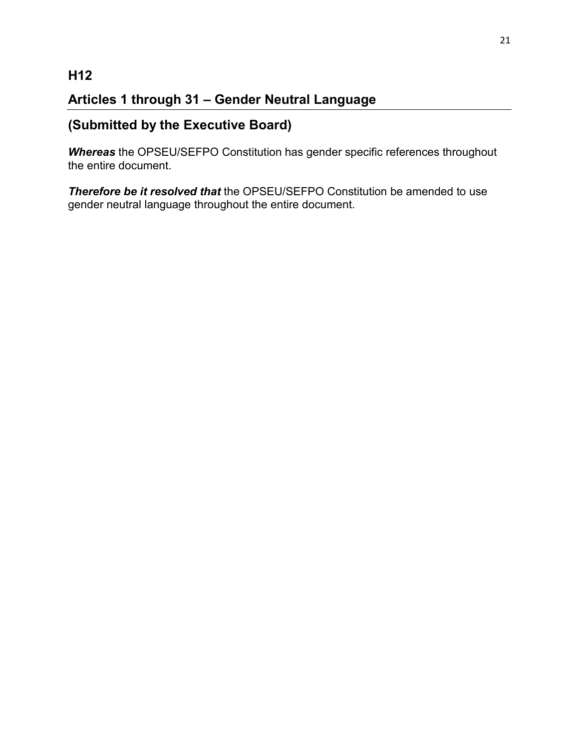## H12

## Articles 1 through 31 – Gender Neutral Language

## (Submitted by the Executive Board)

***Whereas*** the OPSEU/SEFPO Constitution has gender specific references throughout the entire document.

***Therefore be it resolved that*** the OPSEU/SEFPO Constitution be amended to use gender neutral language throughout the entire document.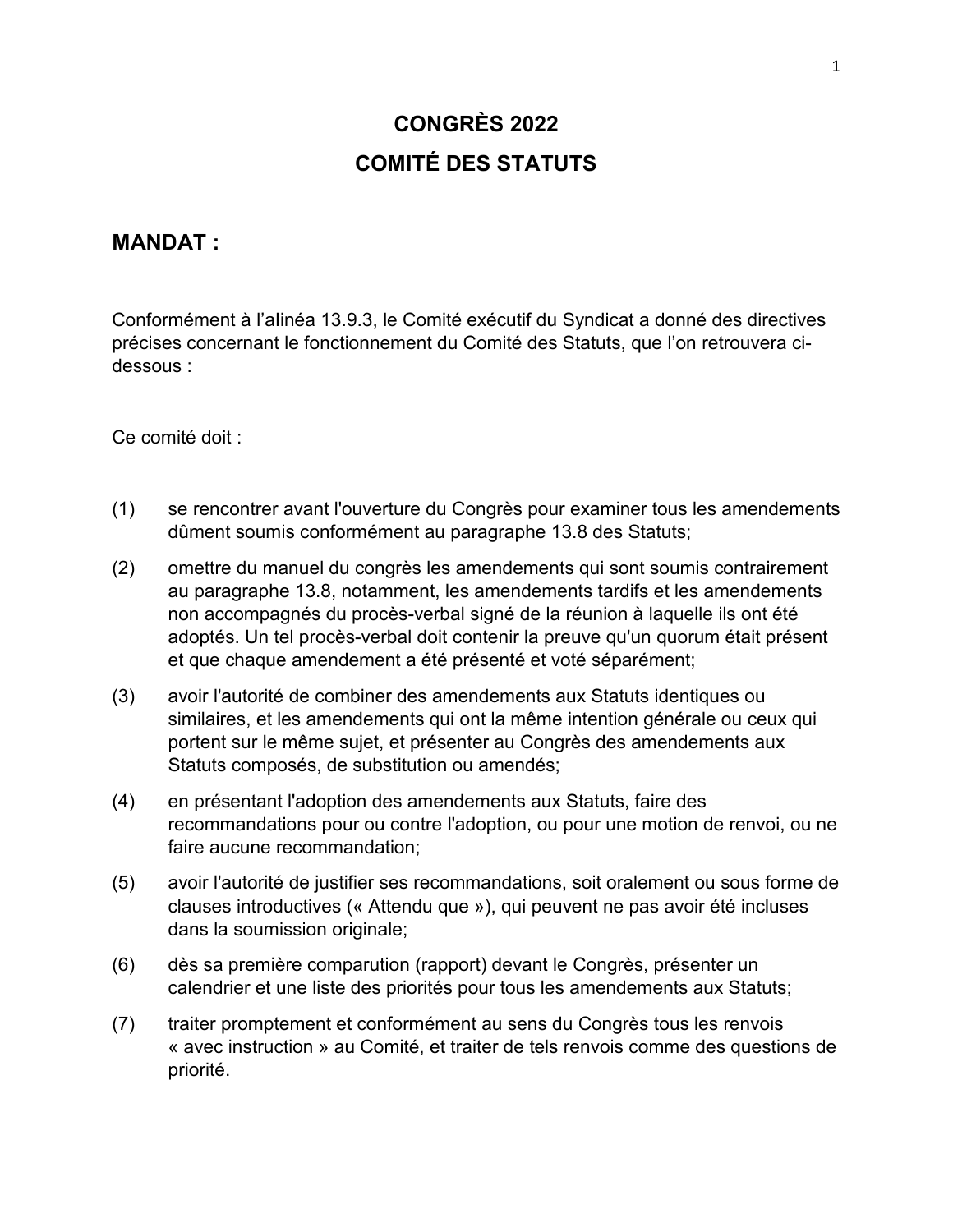# CONGRÈS 2022

# COMITÉ DES STATUTS

## MANDAT :

Conformément à l'alinéa 13.9.3, le Comité exécutif du Syndicat a donné des directives précises concernant le fonctionnement du Comité des Statuts, que l'on retrouvera ci-dessous :

Ce comité doit :

(1) se rencontrer avant l'ouverture du Congrès pour examiner tous les amendements dûment soumis conformément au paragraphe 13.8 des Statuts;

(2) omettre du manuel du congrès les amendements qui sont soumis contrairement au paragraphe 13.8, notamment, les amendements tardifs et les amendements non accompagnés du procès-verbal signé de la réunion à laquelle ils ont été adoptés. Un tel procès-verbal doit contenir la preuve qu'un quorum était présent et que chaque amendement a été présenté et voté séparément;

(3) avoir l'autorité de combiner des amendements aux Statuts identiques ou similaires, et les amendements qui ont la même intention générale ou ceux qui portent sur le même sujet, et présenter au Congrès des amendements aux Statuts composés, de substitution ou amendés;

(4) en présentant l'adoption des amendements aux Statuts, faire des recommandations pour ou contre l'adoption, ou pour une motion de renvoi, ou ne faire aucune recommandation;

(5) avoir l'autorité de justifier ses recommandations, soit oralement ou sous forme de clauses introductives (« Attendu que »), qui peuvent ne pas avoir été incluses dans la soumission originale;

(6) dès sa première comparution (rapport) devant le Congrès, présenter un calendrier et une liste des priorités pour tous les amendements aux Statuts;

(7) traiter promptement et conformément au sens du Congrès tous les renvois « avec instruction » au Comité, et traiter de tels renvois comme des questions de priorité.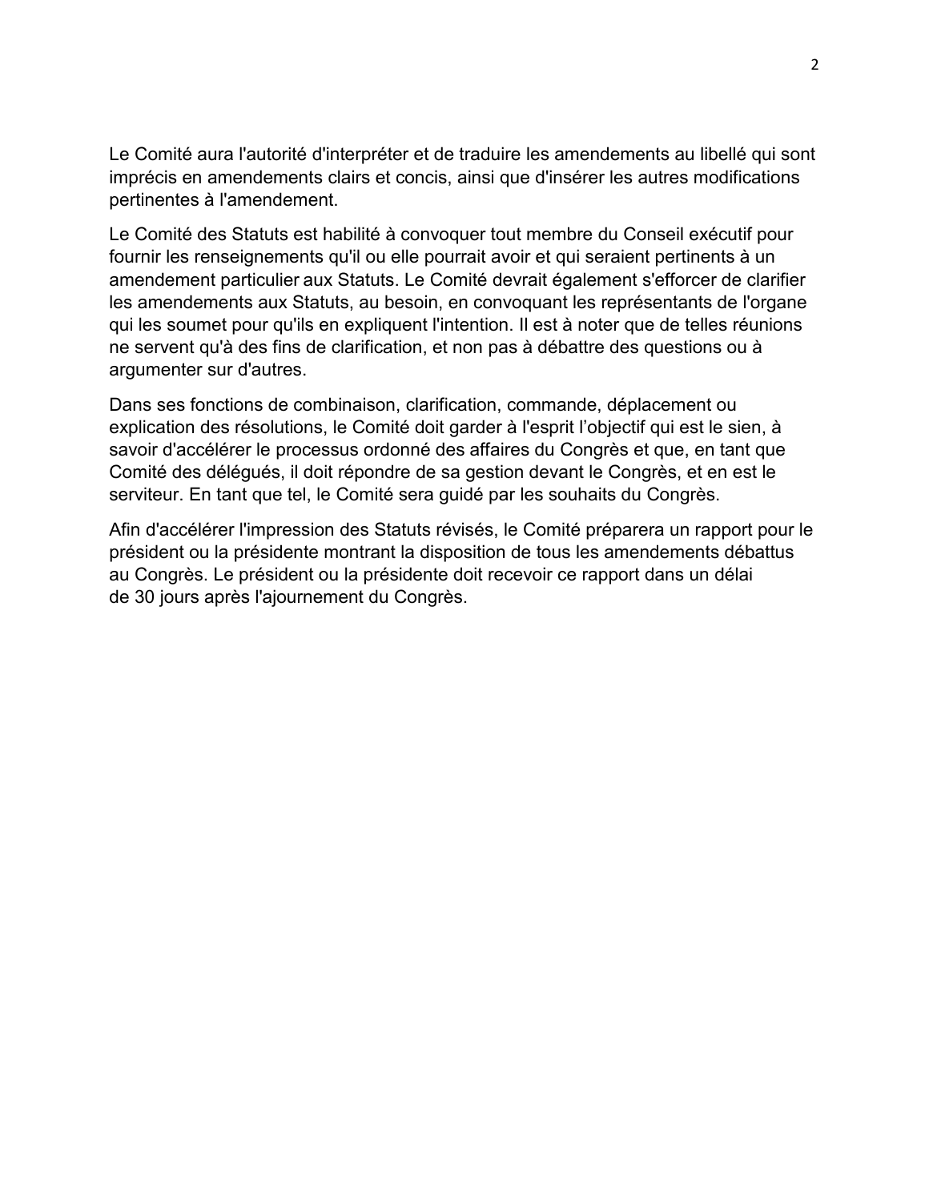Le Comité aura l'autorité d'interpréter et de traduire les amendements au libellé qui sont imprécis en amendements clairs et concis, ainsi que d'insérer les autres modifications pertinentes à l'amendement.

Le Comité des Statuts est habilité à convoquer tout membre du Conseil exécutif pour fournir les renseignements qu'il ou elle pourrait avoir et qui seraient pertinents à un amendement particulier aux Statuts. Le Comité devrait également s'efforcer de clarifier les amendements aux Statuts, au besoin, en convoquant les représentants de l'organe qui les soumet pour qu'ils en expliquent l'intention. Il est à noter que de telles réunions ne servent qu'à des fins de clarification, et non pas à débattre des questions ou à argumenter sur d'autres.

Dans ses fonctions de combinaison, clarification, commande, déplacement ou explication des résolutions, le Comité doit garder à l'esprit l'objectif qui est le sien, à savoir d'accélérer le processus ordonné des affaires du Congrès et que, en tant que Comité des délégués, il doit répondre de sa gestion devant le Congrès, et en est le serviteur. En tant que tel, le Comité sera guidé par les souhaits du Congrès.

Afin d'accélérer l'impression des Statuts révisés, le Comité préparera un rapport pour le président ou la présidente montrant la disposition de tous les amendements débattus au Congrès. Le président ou la présidente doit recevoir ce rapport dans un délai de 30 jours après l'ajournement du Congrès.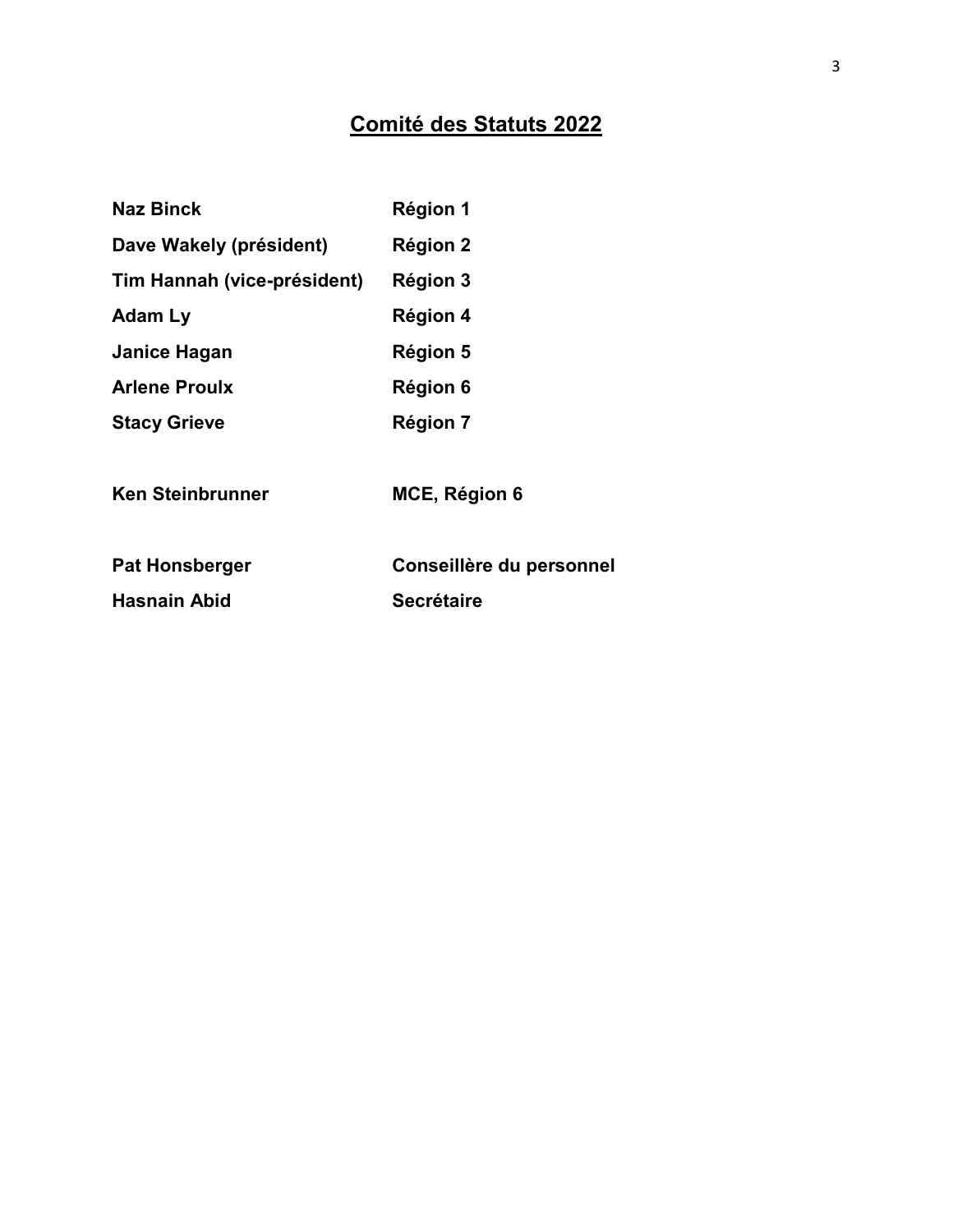## Comité des Statuts 2022

| | |
|---|---|
| **Naz Binck** | **Région 1** |
| **Dave Wakely (président)** | **Région 2** |
| **Tim Hannah (vice-président)** | **Région 3** |
| **Adam Ly** | **Région 4** |
| **Janice Hagan** | **Région 5** |
| **Arlene Proulx** | **Région 6** |
| **Stacy Grieve** | **Région 7** |
| | |
| **Ken Steinbrunner** | **MCE, Région 6** |
| | |
| **Pat Honsberger** | **Conseillère du personnel** |
| **Hasnain Abid** | **Secrétaire** |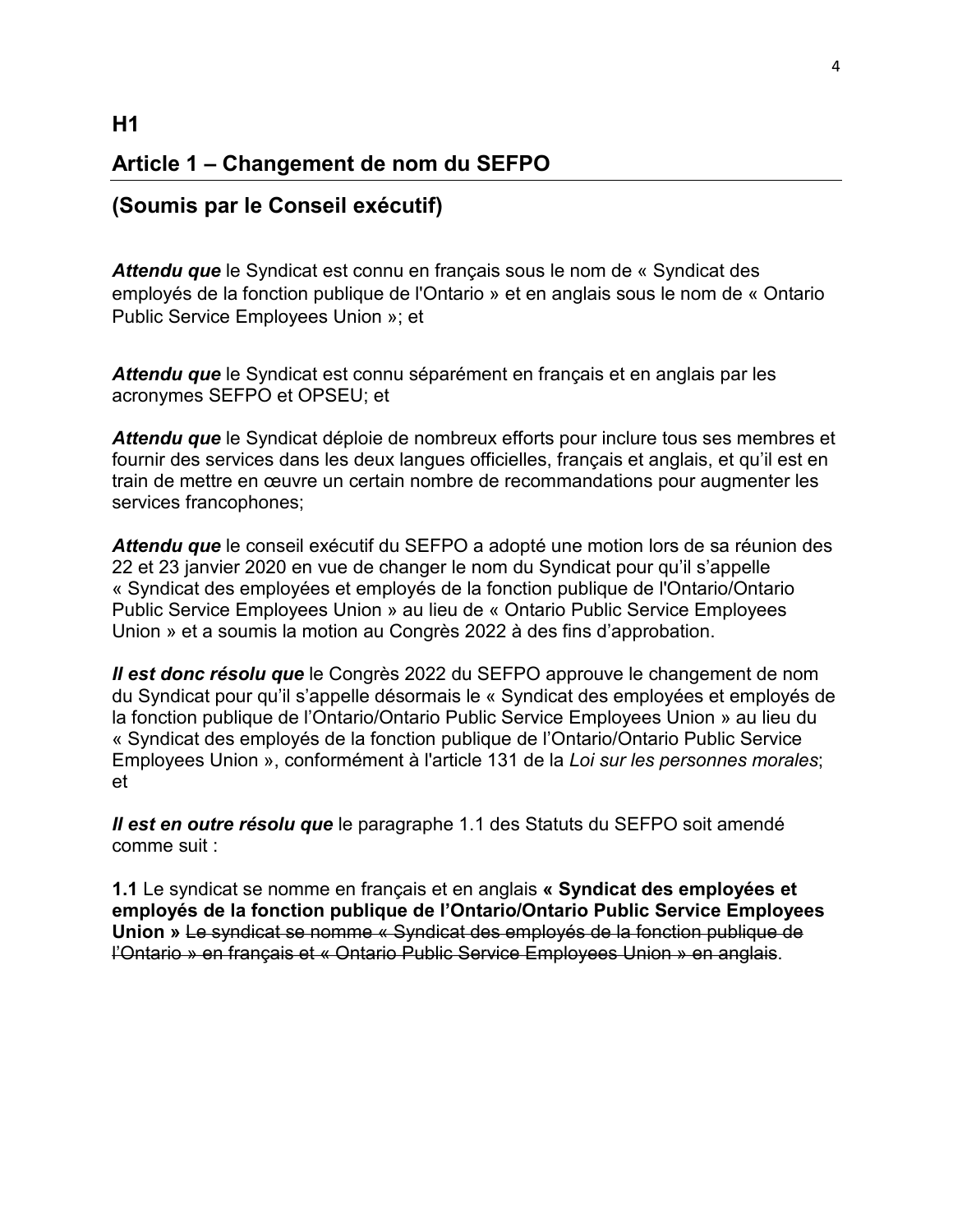**H1**

## Article 1 – Changement de nom du SEFPO

## (Soumis par le Conseil exécutif)

***Attendu que*** le Syndicat est connu en français sous le nom de « Syndicat des employés de la fonction publique de l'Ontario » et en anglais sous le nom de « Ontario Public Service Employees Union »; et

***Attendu que*** le Syndicat est connu séparément en français et en anglais par les acronymes SEFPO et OPSEU; et

***Attendu que*** le Syndicat déploie de nombreux efforts pour inclure tous ses membres et fournir des services dans les deux langues officielles, français et anglais, et qu'il est en train de mettre en œuvre un certain nombre de recommandations pour augmenter les services francophones;

***Attendu que*** le conseil exécutif du SEFPO a adopté une motion lors de sa réunion des 22 et 23 janvier 2020 en vue de changer le nom du Syndicat pour qu'il s'appelle « Syndicat des employées et employés de la fonction publique de l'Ontario/Ontario Public Service Employees Union » au lieu de « Ontario Public Service Employees Union » et a soumis la motion au Congrès 2022 à des fins d'approbation.

***Il est donc résolu que*** le Congrès 2022 du SEFPO approuve le changement de nom du Syndicat pour qu'il s'appelle désormais le « Syndicat des employées et employés de la fonction publique de l'Ontario/Ontario Public Service Employees Union » au lieu du « Syndicat des employés de la fonction publique de l'Ontario/Ontario Public Service Employees Union », conformément à l'article 131 de la *Loi sur les personnes morales*; et

***Il est en outre résolu que*** le paragraphe 1.1 des Statuts du SEFPO soit amendé comme suit :

**1.1** Le syndicat se nomme en français et en anglais **« Syndicat des employées et employés de la fonction publique de l'Ontario/Ontario Public Service Employees Union »** ~~Le syndicat se nomme « Syndicat des employés de la fonction publique de l'Ontario » en français et « Ontario Public Service Employees Union » en anglais~~.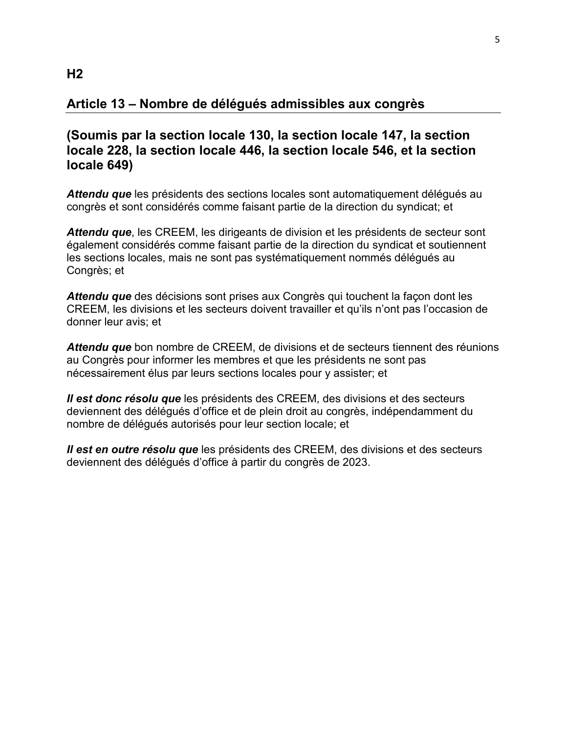## H2

## Article 13 – Nombre de délégués admissibles aux congrès

### (Soumis par la section locale 130, la section locale 147, la section locale 228, la section locale 446, la section locale 546, et la section locale 649)

***Attendu que*** les présidents des sections locales sont automatiquement délégués au congrès et sont considérés comme faisant partie de la direction du syndicat; et

***Attendu que***, les CREEM, les dirigeants de division et les présidents de secteur sont également considérés comme faisant partie de la direction du syndicat et soutiennent les sections locales, mais ne sont pas systématiquement nommés délégués au Congrès; et

***Attendu que*** des décisions sont prises aux Congrès qui touchent la façon dont les CREEM, les divisions et les secteurs doivent travailler et qu'ils n'ont pas l'occasion de donner leur avis; et

***Attendu que*** bon nombre de CREEM, de divisions et de secteurs tiennent des réunions au Congrès pour informer les membres et que les présidents ne sont pas nécessairement élus par leurs sections locales pour y assister; et

***Il est donc résolu que*** les présidents des CREEM, des divisions et des secteurs deviennent des délégués d'office et de plein droit au congrès, indépendamment du nombre de délégués autorisés pour leur section locale; et

***Il est en outre résolu que*** les présidents des CREEM, des divisions et des secteurs deviennent des délégués d'office à partir du congrès de 2023.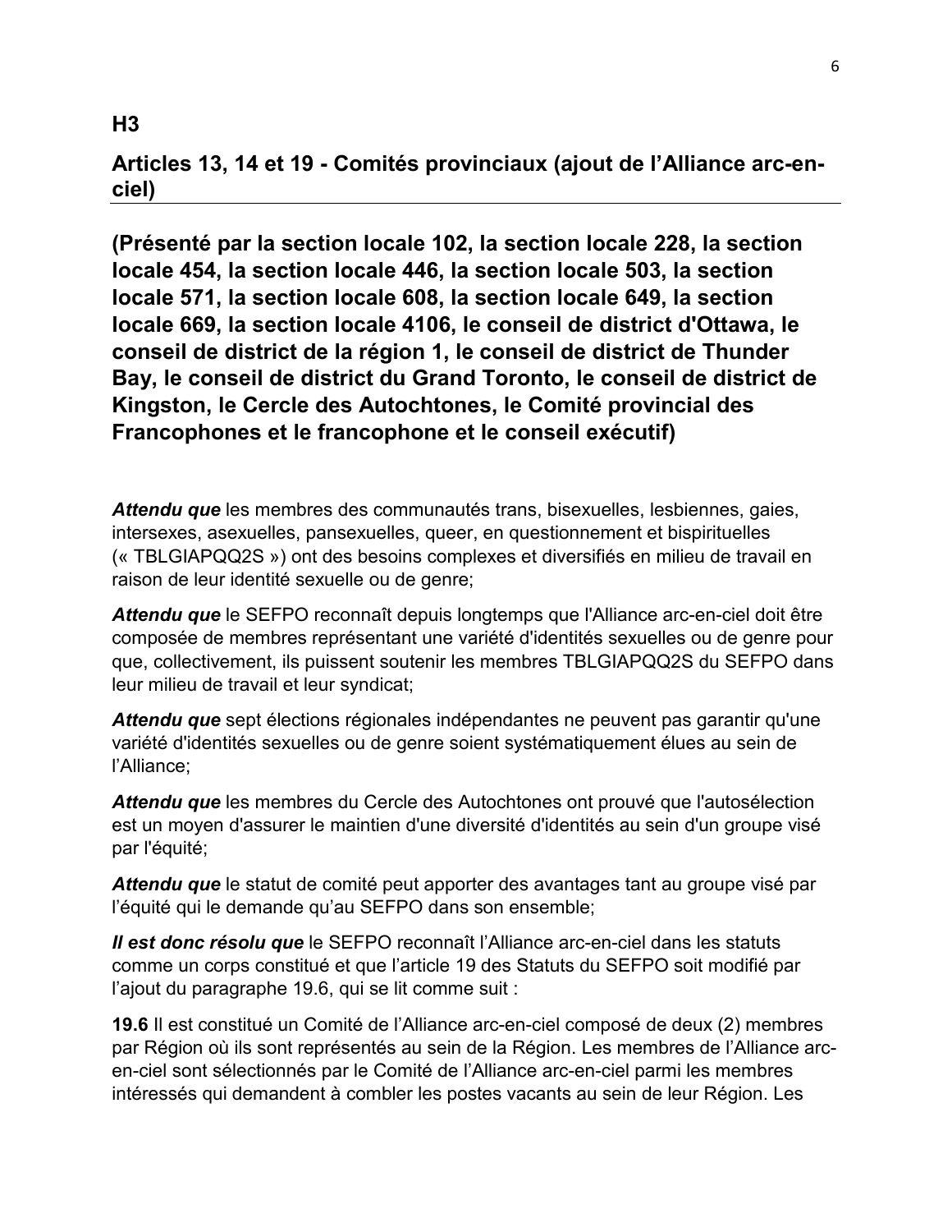## H3

## Articles 13, 14 et 19 - Comités provinciaux (ajout de l'Alliance arc-en-ciel)

**(Présenté par la section locale 102, la section locale 228, la section locale 454, la section locale 446, la section locale 503, la section locale 571, la section locale 608, la section locale 649, la section locale 669, la section locale 4106, le conseil de district d'Ottawa, le conseil de district de la région 1, le conseil de district de Thunder Bay, le conseil de district du Grand Toronto, le conseil de district de Kingston, le Cercle des Autochtones, le Comité provincial des Francophones et le francophone et le conseil exécutif)**

***Attendu que*** les membres des communautés trans, bisexuelles, lesbiennes, gaies, intersexes, asexuelles, pansexuelles, queer, en questionnement et bispirituelles (« TBLGIAPQQ2S ») ont des besoins complexes et diversifiés en milieu de travail en raison de leur identité sexuelle ou de genre;

***Attendu que*** le SEFPO reconnaît depuis longtemps que l'Alliance arc-en-ciel doit être composée de membres représentant une variété d'identités sexuelles ou de genre pour que, collectivement, ils puissent soutenir les membres TBLGIAPQQ2S du SEFPO dans leur milieu de travail et leur syndicat;

***Attendu que*** sept élections régionales indépendantes ne peuvent pas garantir qu'une variété d'identités sexuelles ou de genre soient systématiquement élues au sein de l'Alliance;

***Attendu que*** les membres du Cercle des Autochtones ont prouvé que l'autosélection est un moyen d'assurer le maintien d'une diversité d'identités au sein d'un groupe visé par l'équité;

***Attendu que*** le statut de comité peut apporter des avantages tant au groupe visé par l'équité qui le demande qu'au SEFPO dans son ensemble;

***Il est donc résolu que*** le SEFPO reconnaît l'Alliance arc-en-ciel dans les statuts comme un corps constitué et que l'article 19 des Statuts du SEFPO soit modifié par l'ajout du paragraphe 19.6, qui se lit comme suit :

**19.6** Il est constitué un Comité de l'Alliance arc-en-ciel composé de deux (2) membres par Région où ils sont représentés au sein de la Région. Les membres de l'Alliance arc-en-ciel sont sélectionnés par le Comité de l'Alliance arc-en-ciel parmi les membres intéressés qui demandent à combler les postes vacants au sein de leur Région. Les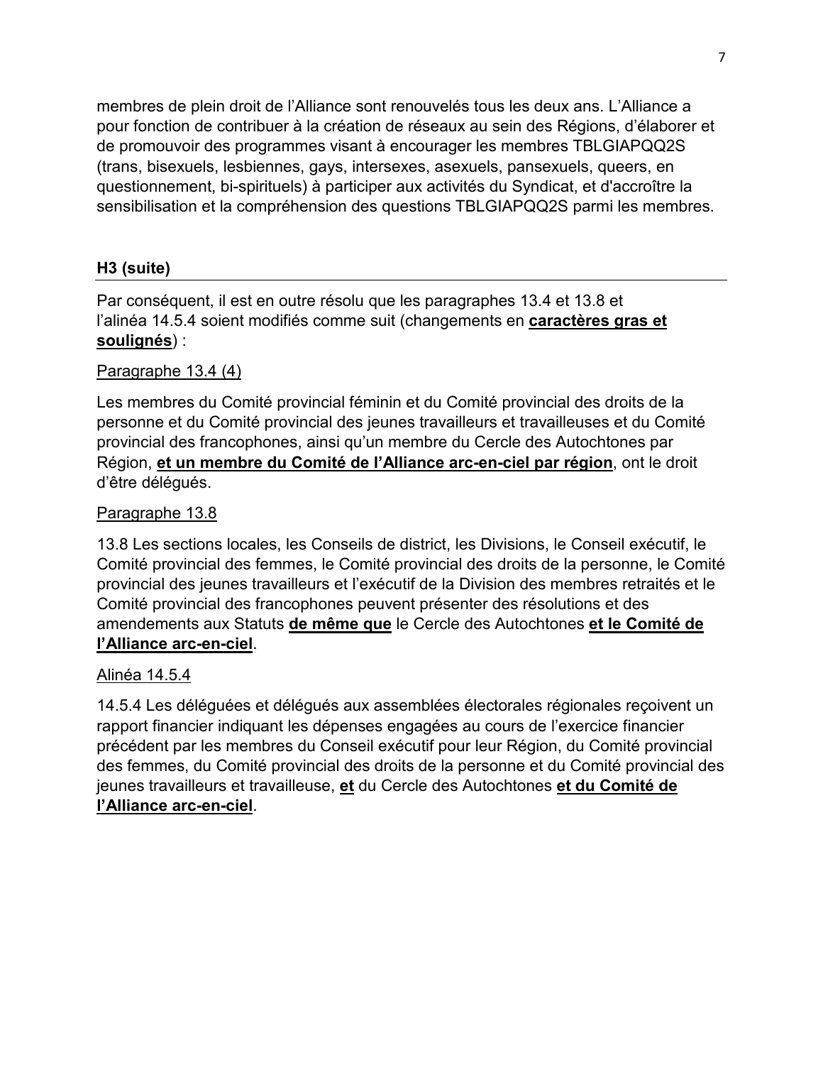membres de plein droit de l'Alliance sont renouvelés tous les deux ans. L'Alliance a pour fonction de contribuer à la création de réseaux au sein des Régions, d'élaborer et de promouvoir des programmes visant à encourager les membres TBLGIAPQQ2S (trans, bisexuels, lesbiennes, gays, intersexes, asexuels, pansexuels, queers, en questionnement, bi-spirituels) à participer aux activités du Syndicat, et d'accroître la sensibilisation et la compréhension des questions TBLGIAPQQ2S parmi les membres.

## H3 (suite)

Par conséquent, il est en outre résolu que les paragraphes 13.4 et 13.8 et l'alinéa 14.5.4 soient modifiés comme suit (changements en <u>**caractères gras et soulignés**</u>) :

<u>Paragraphe 13.4 (4)</u>

Les membres du Comité provincial féminin et du Comité provincial des droits de la personne et du Comité provincial des jeunes travailleurs et travailleuses et du Comité provincial des francophones, ainsi qu'un membre du Cercle des Autochtones par Région, <u>**et un membre du Comité de l'Alliance arc-en-ciel par région**</u>, ont le droit d'être délégués.

<u>Paragraphe 13.8</u>

13.8 Les sections locales, les Conseils de district, les Divisions, le Conseil exécutif, le Comité provincial des femmes, le Comité provincial des droits de la personne, le Comité provincial des jeunes travailleurs et l'exécutif de la Division des membres retraités et le Comité provincial des francophones peuvent présenter des résolutions et des amendements aux Statuts <u>**de même que**</u> le Cercle des Autochtones <u>**et le Comité de l'Alliance arc-en-ciel**</u>.

<u>Alinéa 14.5.4</u>

14.5.4 Les déléguées et délégués aux assemblées électorales régionales reçoivent un rapport financier indiquant les dépenses engagées au cours de l'exercice financier précédent par les membres du Conseil exécutif pour leur Région, du Comité provincial des femmes, du Comité provincial des droits de la personne et du Comité provincial des jeunes travailleurs et travailleuse, <u>**et**</u> du Cercle des Autochtones <u>**et du Comité de l'Alliance arc-en-ciel**</u>.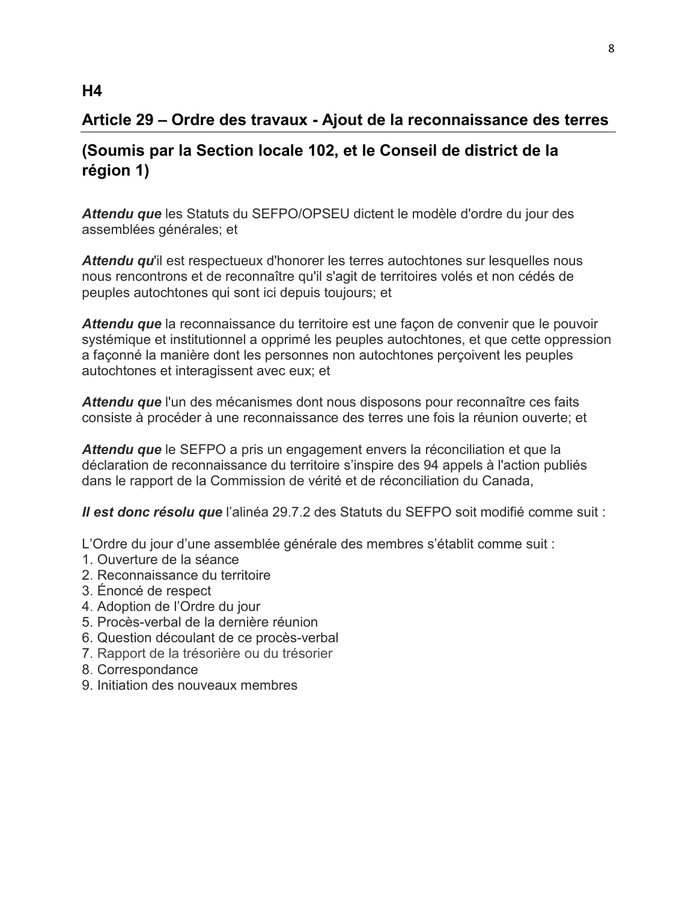## H4

## Article 29 – Ordre des travaux - Ajout de la reconnaissance des terres

## (Soumis par la Section locale 102, et le Conseil de district de la région 1)

***Attendu que*** les Statuts du SEFPO/OPSEU dictent le modèle d'ordre du jour des assemblées générales; et

***Attendu qu***'il est respectueux d'honorer les terres autochtones sur lesquelles nous nous rencontrons et de reconnaître qu'il s'agit de territoires volés et non cédés de peuples autochtones qui sont ici depuis toujours; et

***Attendu que*** la reconnaissance du territoire est une façon de convenir que le pouvoir systémique et institutionnel a opprimé les peuples autochtones, et que cette oppression a façonné la manière dont les personnes non autochtones perçoivent les peuples autochtones et interagissent avec eux; et

***Attendu que*** l'un des mécanismes dont nous disposons pour reconnaître ces faits consiste à procéder à une reconnaissance des terres une fois la réunion ouverte; et

***Attendu que*** le SEFPO a pris un engagement envers la réconciliation et que la déclaration de reconnaissance du territoire s'inspire des 94 appels à l'action publiés dans le rapport de la Commission de vérité et de réconciliation du Canada,

***Il est donc résolu que*** l'alinéa 29.7.2 des Statuts du SEFPO soit modifié comme suit :

L'Ordre du jour d'une assemblée générale des membres s'établit comme suit :
1. Ouverture de la séance
2. Reconnaissance du territoire
3. Énoncé de respect
4. Adoption de l'Ordre du jour
5. Procès-verbal de la dernière réunion
6. Question découlant de ce procès-verbal
7. Rapport de la trésorière ou du trésorier
8. Correspondance
9. Initiation des nouveaux membres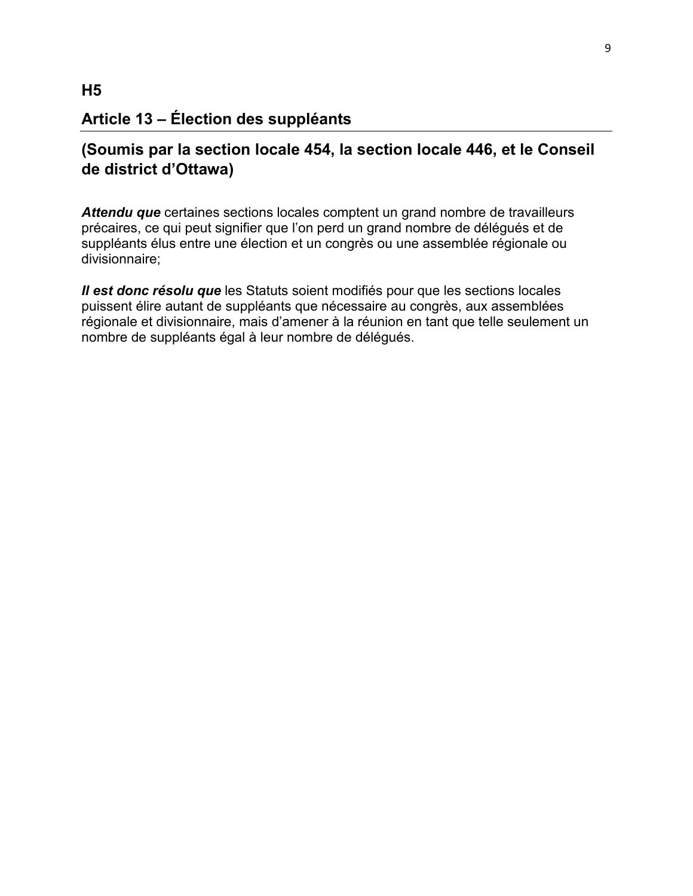## H5

## Article 13 – Élection des suppléants

### (Soumis par la section locale 454, la section locale 446, et le Conseil de district d’Ottawa)

***Attendu que*** certaines sections locales comptent un grand nombre de travailleurs précaires, ce qui peut signifier que l’on perd un grand nombre de délégués et de suppléants élus entre une élection et un congrès ou une assemblée régionale ou divisionnaire;

***Il est donc résolu que*** les Statuts soient modifiés pour que les sections locales puissent élire autant de suppléants que nécessaire au congrès, aux assemblées régionale et divisionnaire, mais d’amener à la réunion en tant que telle seulement un nombre de suppléants égal à leur nombre de délégués.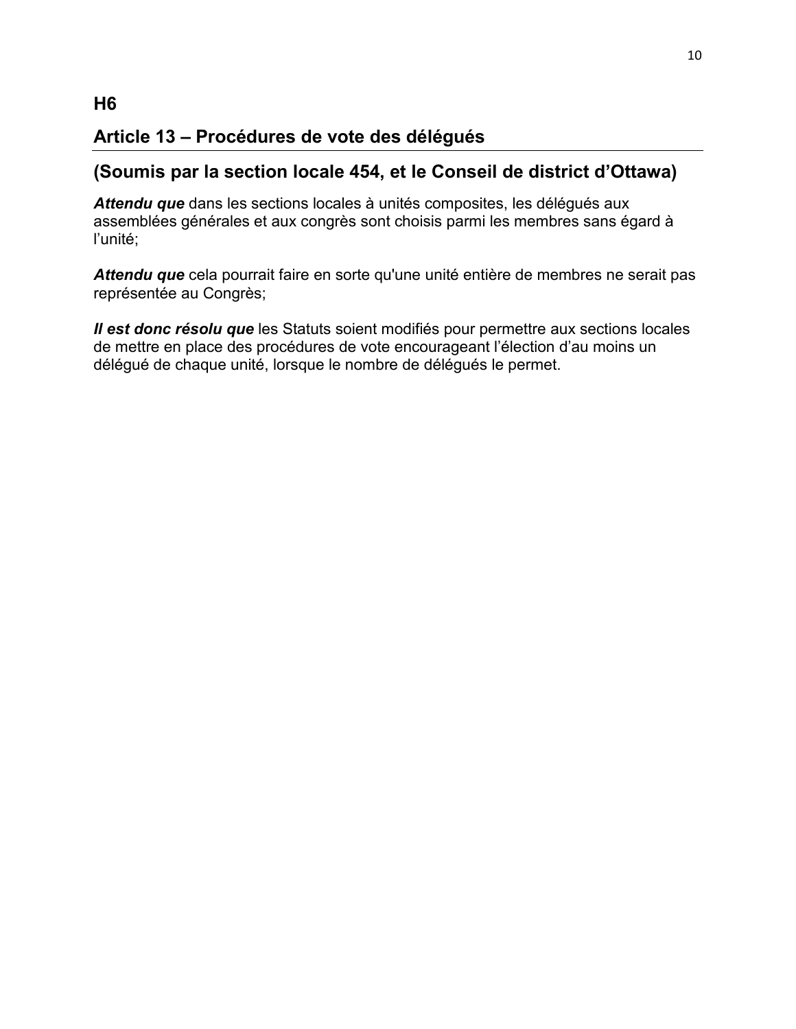## H6

## Article 13 – Procédures de vote des délégués

## (Soumis par la section locale 454, et le Conseil de district d’Ottawa)

***Attendu que*** dans les sections locales à unités composites, les délégués aux assemblées générales et aux congrès sont choisis parmi les membres sans égard à l’unité;

***Attendu que*** cela pourrait faire en sorte qu'une unité entière de membres ne serait pas représentée au Congrès;

***Il est donc résolu que*** les Statuts soient modifiés pour permettre aux sections locales de mettre en place des procédures de vote encourageant l’élection d’au moins un délégué de chaque unité, lorsque le nombre de délégués le permet.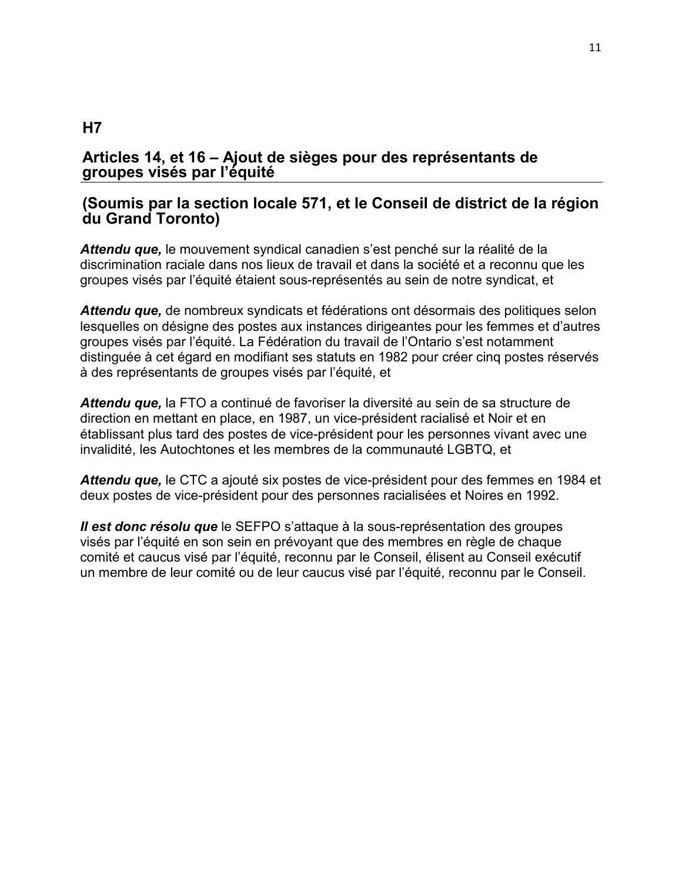## H7

## Articles 14, et 16 – Ajout de sièges pour des représentants de groupes visés par l’équité

## (Soumis par la section locale 571, et le Conseil de district de la région du Grand Toronto)

***Attendu que,*** le mouvement syndical canadien s’est penché sur la réalité de la discrimination raciale dans nos lieux de travail et dans la société et a reconnu que les groupes visés par l’équité étaient sous-représentés au sein de notre syndicat, et

***Attendu que,*** de nombreux syndicats et fédérations ont désormais des politiques selon lesquelles on désigne des postes aux instances dirigeantes pour les femmes et d’autres groupes visés par l’équité. La Fédération du travail de l’Ontario s’est notamment distinguée à cet égard en modifiant ses statuts en 1982 pour créer cinq postes réservés à des représentants de groupes visés par l’équité, et

***Attendu que,*** la FTO a continué de favoriser la diversité au sein de sa structure de direction en mettant en place, en 1987, un vice-président racialisé et Noir et en établissant plus tard des postes de vice-président pour les personnes vivant avec une invalidité, les Autochtones et les membres de la communauté LGBTQ, et

***Attendu que,*** le CTC a ajouté six postes de vice-président pour des femmes en 1984 et deux postes de vice-président pour des personnes racialisées et Noires en 1992.

***Il est donc résolu que*** le SEFPO s’attaque à la sous-représentation des groupes visés par l’équité en son sein en prévoyant que des membres en règle de chaque comité et caucus visé par l’équité, reconnu par le Conseil, élisent au Conseil exécutif un membre de leur comité ou de leur caucus visé par l’équité, reconnu par le Conseil.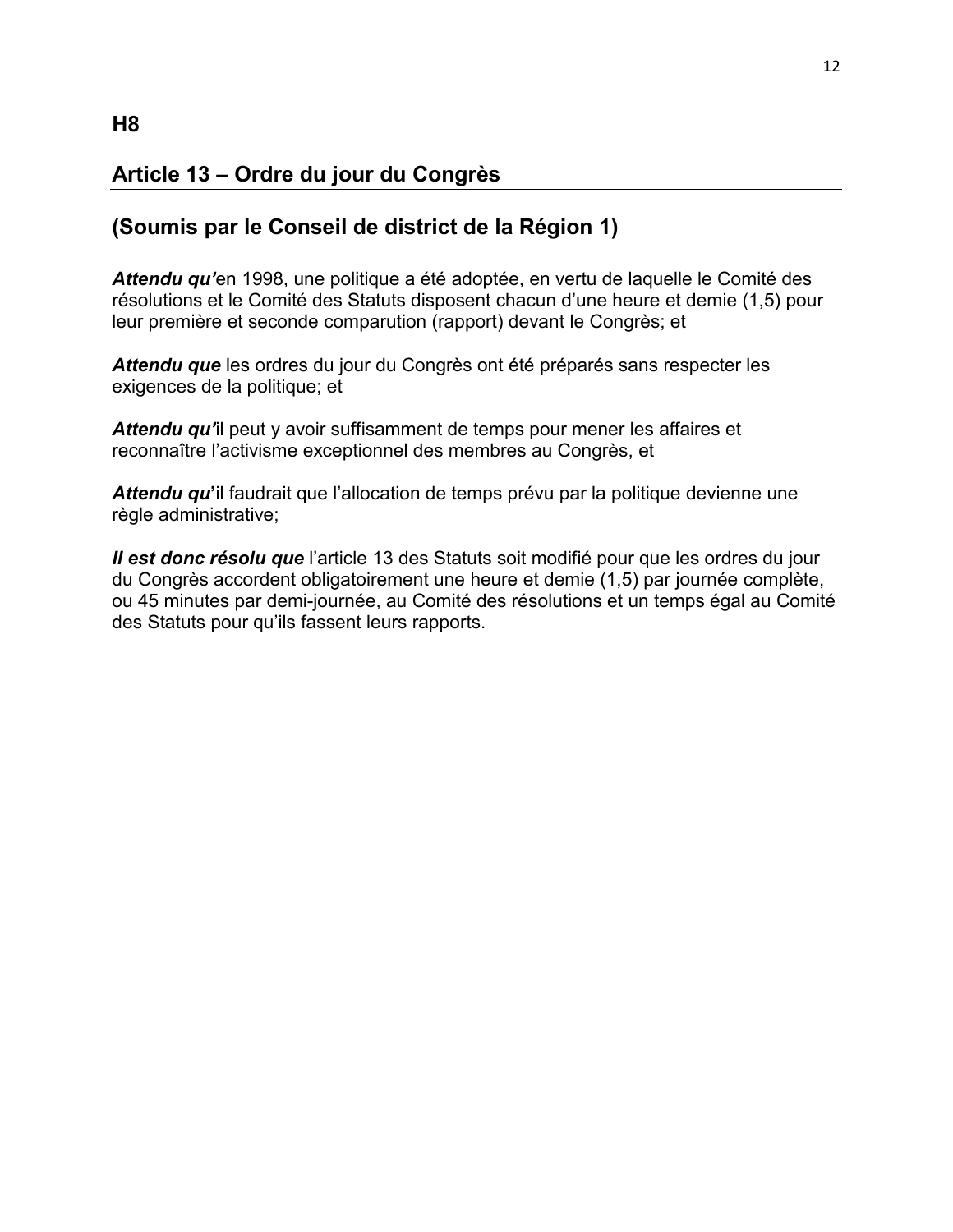**H8**

## Article 13 – Ordre du jour du Congrès

## (Soumis par le Conseil de district de la Région 1)

***Attendu qu'***en 1998, une politique a été adoptée, en vertu de laquelle le Comité des résolutions et le Comité des Statuts disposent chacun d'une heure et demie (1,5) pour leur première et seconde comparution (rapport) devant le Congrès; et

***Attendu que*** les ordres du jour du Congrès ont été préparés sans respecter les exigences de la politique; et

***Attendu qu'***il peut y avoir suffisamment de temps pour mener les affaires et reconnaître l'activisme exceptionnel des membres au Congrès, et

***Attendu qu'***il faudrait que l'allocation de temps prévu par la politique devienne une règle administrative;

***Il est donc résolu que*** l'article 13 des Statuts soit modifié pour que les ordres du jour du Congrès accordent obligatoirement une heure et demie (1,5) par journée complète, ou 45 minutes par demi-journée, au Comité des résolutions et un temps égal au Comité des Statuts pour qu'ils fassent leurs rapports.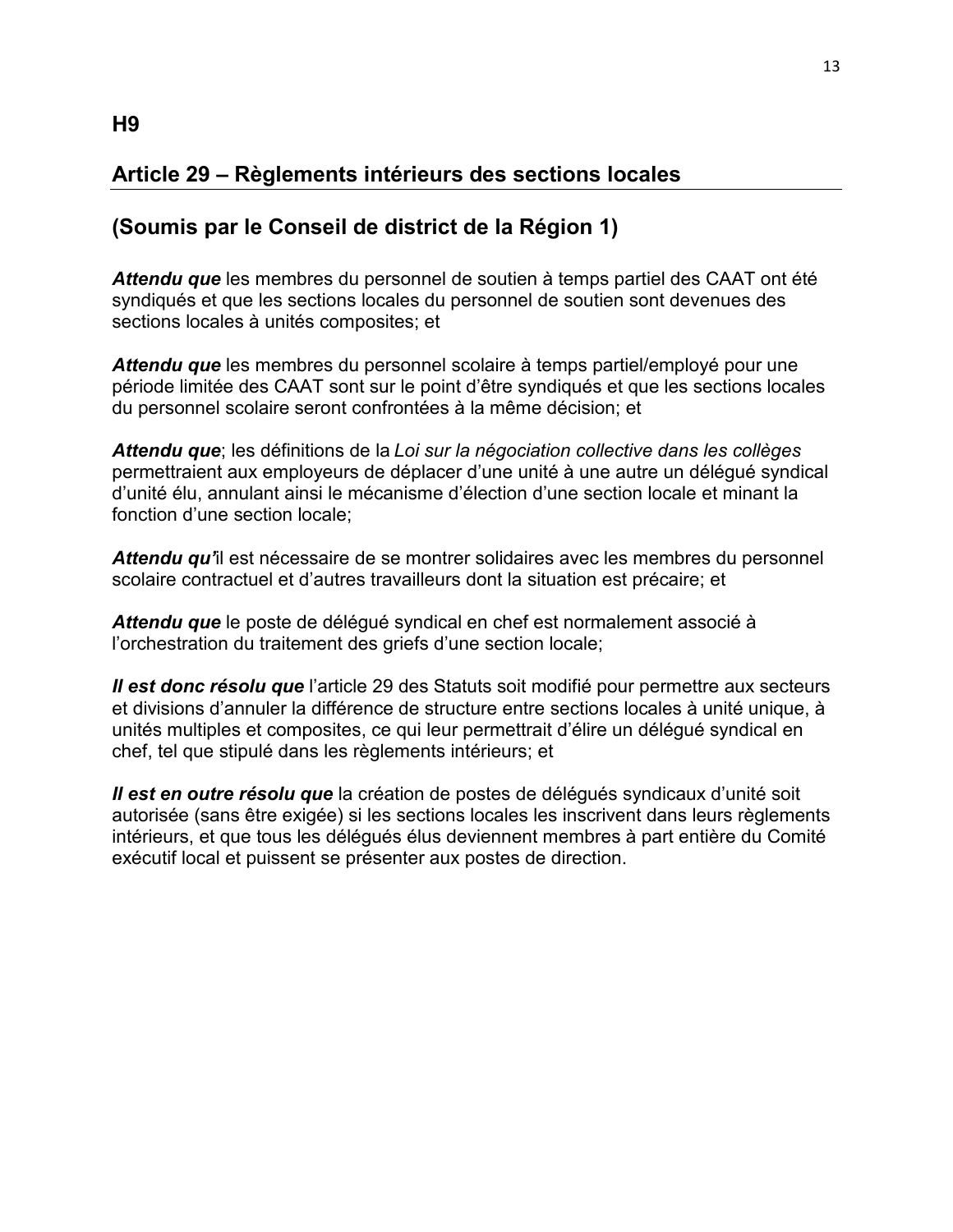## H9

## Article 29 – Règlements intérieurs des sections locales

## (Soumis par le Conseil de district de la Région 1)

***Attendu que*** les membres du personnel de soutien à temps partiel des CAAT ont été syndiqués et que les sections locales du personnel de soutien sont devenues des sections locales à unités composites; et

***Attendu que*** les membres du personnel scolaire à temps partiel/employé pour une période limitée des CAAT sont sur le point d'être syndiqués et que les sections locales du personnel scolaire seront confrontées à la même décision; et

***Attendu que***; les définitions de la *Loi sur la négociation collective dans les collèges* permettraient aux employeurs de déplacer d'une unité à une autre un délégué syndical d'unité élu, annulant ainsi le mécanisme d'élection d'une section locale et minant la fonction d'une section locale;

***Attendu qu'***il est nécessaire de se montrer solidaires avec les membres du personnel scolaire contractuel et d'autres travailleurs dont la situation est précaire; et

***Attendu que*** le poste de délégué syndical en chef est normalement associé à l'orchestration du traitement des griefs d'une section locale;

***Il est donc résolu que*** l'article 29 des Statuts soit modifié pour permettre aux secteurs et divisions d'annuler la différence de structure entre sections locales à unité unique, à unités multiples et composites, ce qui leur permettrait d'élire un délégué syndical en chef, tel que stipulé dans les règlements intérieurs; et

***Il est en outre résolu que*** la création de postes de délégués syndicaux d'unité soit autorisée (sans être exigée) si les sections locales les inscrivent dans leurs règlements intérieurs, et que tous les délégués élus deviennent membres à part entière du Comité exécutif local et puissent se présenter aux postes de direction.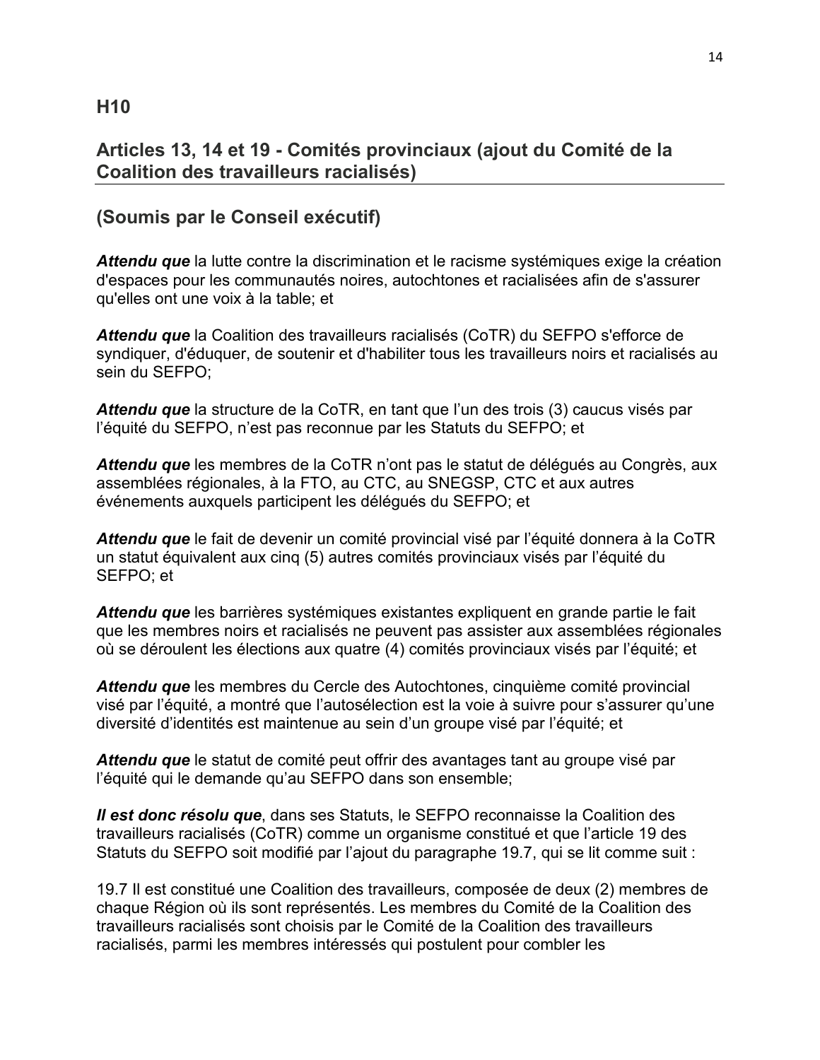## H10

## Articles 13, 14 et 19 - Comités provinciaux (ajout du Comité de la Coalition des travailleurs racialisés)

## (Soumis par le Conseil exécutif)

***Attendu que*** la lutte contre la discrimination et le racisme systémiques exige la création d'espaces pour les communautés noires, autochtones et racialisées afin de s'assurer qu'elles ont une voix à la table; et

***Attendu que*** la Coalition des travailleurs racialisés (CoTR) du SEFPO s'efforce de syndiquer, d'éduquer, de soutenir et d'habiliter tous les travailleurs noirs et racialisés au sein du SEFPO;

***Attendu que*** la structure de la CoTR, en tant que l'un des trois (3) caucus visés par l'équité du SEFPO, n'est pas reconnue par les Statuts du SEFPO; et

***Attendu que*** les membres de la CoTR n'ont pas le statut de délégués au Congrès, aux assemblées régionales, à la FTO, au CTC, au SNEGSP, CTC et aux autres événements auxquels participent les délégués du SEFPO; et

***Attendu que*** le fait de devenir un comité provincial visé par l'équité donnera à la CoTR un statut équivalent aux cinq (5) autres comités provinciaux visés par l'équité du SEFPO; et

***Attendu que*** les barrières systémiques existantes expliquent en grande partie le fait que les membres noirs et racialisés ne peuvent pas assister aux assemblées régionales où se déroulent les élections aux quatre (4) comités provinciaux visés par l'équité; et

***Attendu que*** les membres du Cercle des Autochtones, cinquième comité provincial visé par l'équité, a montré que l'autosélection est la voie à suivre pour s'assurer qu'une diversité d'identités est maintenue au sein d'un groupe visé par l'équité; et

***Attendu que*** le statut de comité peut offrir des avantages tant au groupe visé par l'équité qui le demande qu'au SEFPO dans son ensemble;

***Il est donc résolu que***, dans ses Statuts, le SEFPO reconnaisse la Coalition des travailleurs racialisés (CoTR) comme un organisme constitué et que l'article 19 des Statuts du SEFPO soit modifié par l'ajout du paragraphe 19.7, qui se lit comme suit :

19.7 Il est constitué une Coalition des travailleurs, composée de deux (2) membres de chaque Région où ils sont représentés. Les membres du Comité de la Coalition des travailleurs racialisés sont choisis par le Comité de la Coalition des travailleurs racialisés, parmi les membres intéressés qui postulent pour combler les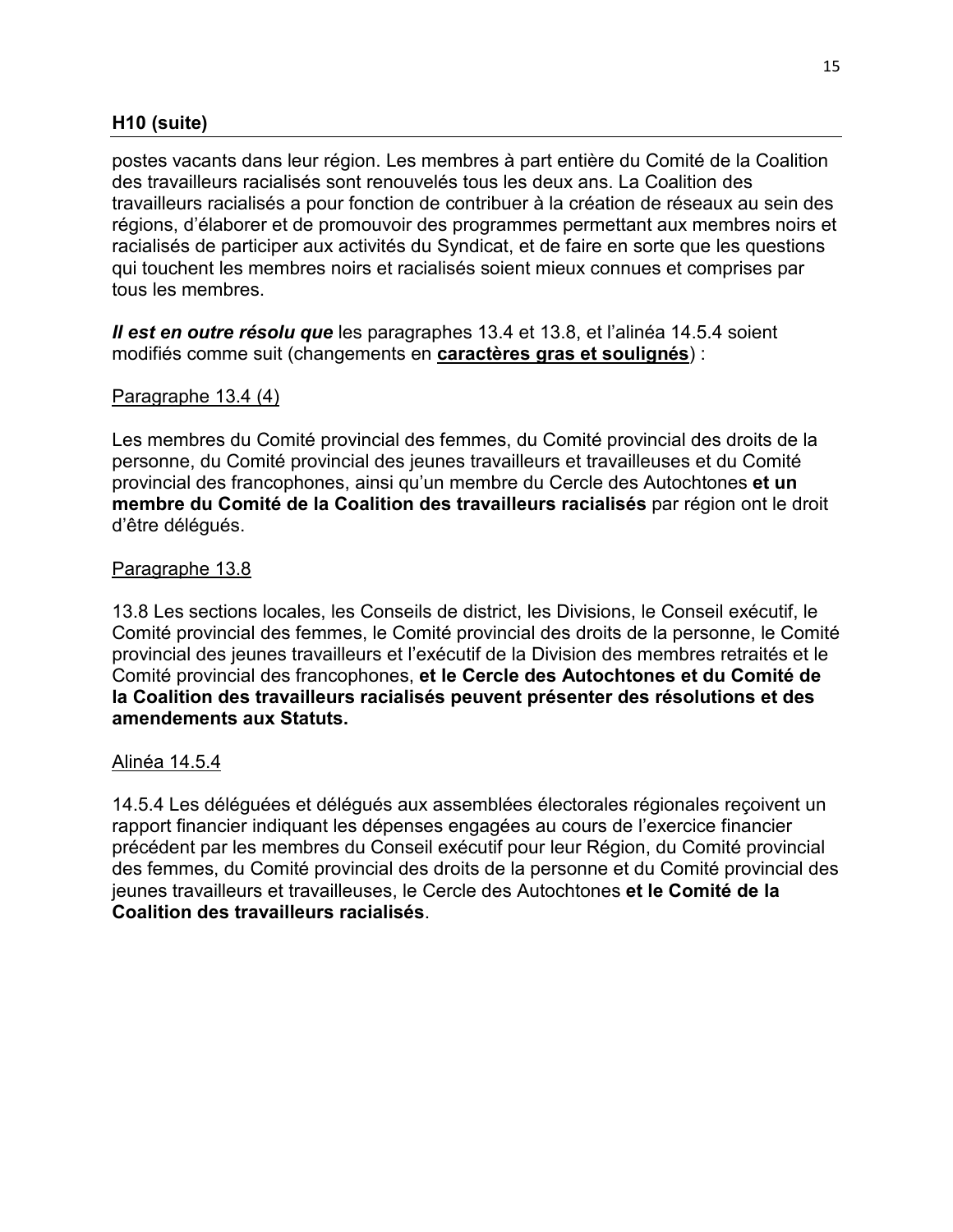**H10 (suite)**

postes vacants dans leur région. Les membres à part entière du Comité de la Coalition des travailleurs racialisés sont renouvelés tous les deux ans. La Coalition des travailleurs racialisés a pour fonction de contribuer à la création de réseaux au sein des régions, d'élaborer et de promouvoir des programmes permettant aux membres noirs et racialisés de participer aux activités du Syndicat, et de faire en sorte que les questions qui touchent les membres noirs et racialisés soient mieux connues et comprises par tous les membres.

***Il est en outre résolu que*** les paragraphes 13.4 et 13.8, et l'alinéa 14.5.4 soient modifiés comme suit (changements en **<u>caractères gras et soulignés</u>**) :

<u>Paragraphe 13.4 (4)</u>

Les membres du Comité provincial des femmes, du Comité provincial des droits de la personne, du Comité provincial des jeunes travailleurs et travailleuses et du Comité provincial des francophones, ainsi qu'un membre du Cercle des Autochtones **et un membre du Comité de la Coalition des travailleurs racialisés** par région ont le droit d'être délégués.

<u>Paragraphe 13.8</u>

13.8 Les sections locales, les Conseils de district, les Divisions, le Conseil exécutif, le Comité provincial des femmes, le Comité provincial des droits de la personne, le Comité provincial des jeunes travailleurs et l'exécutif de la Division des membres retraités et le Comité provincial des francophones, **et le Cercle des Autochtones et du Comité de la Coalition des travailleurs racialisés peuvent présenter des résolutions et des amendements aux Statuts.**

<u>Alinéa 14.5.4</u>

14.5.4 Les déléguées et délégués aux assemblées électorales régionales reçoivent un rapport financier indiquant les dépenses engagées au cours de l'exercice financier précédent par les membres du Conseil exécutif pour leur Région, du Comité provincial des femmes, du Comité provincial des droits de la personne et du Comité provincial des jeunes travailleurs et travailleuses, le Cercle des Autochtones **et le Comité de la Coalition des travailleurs racialisés**.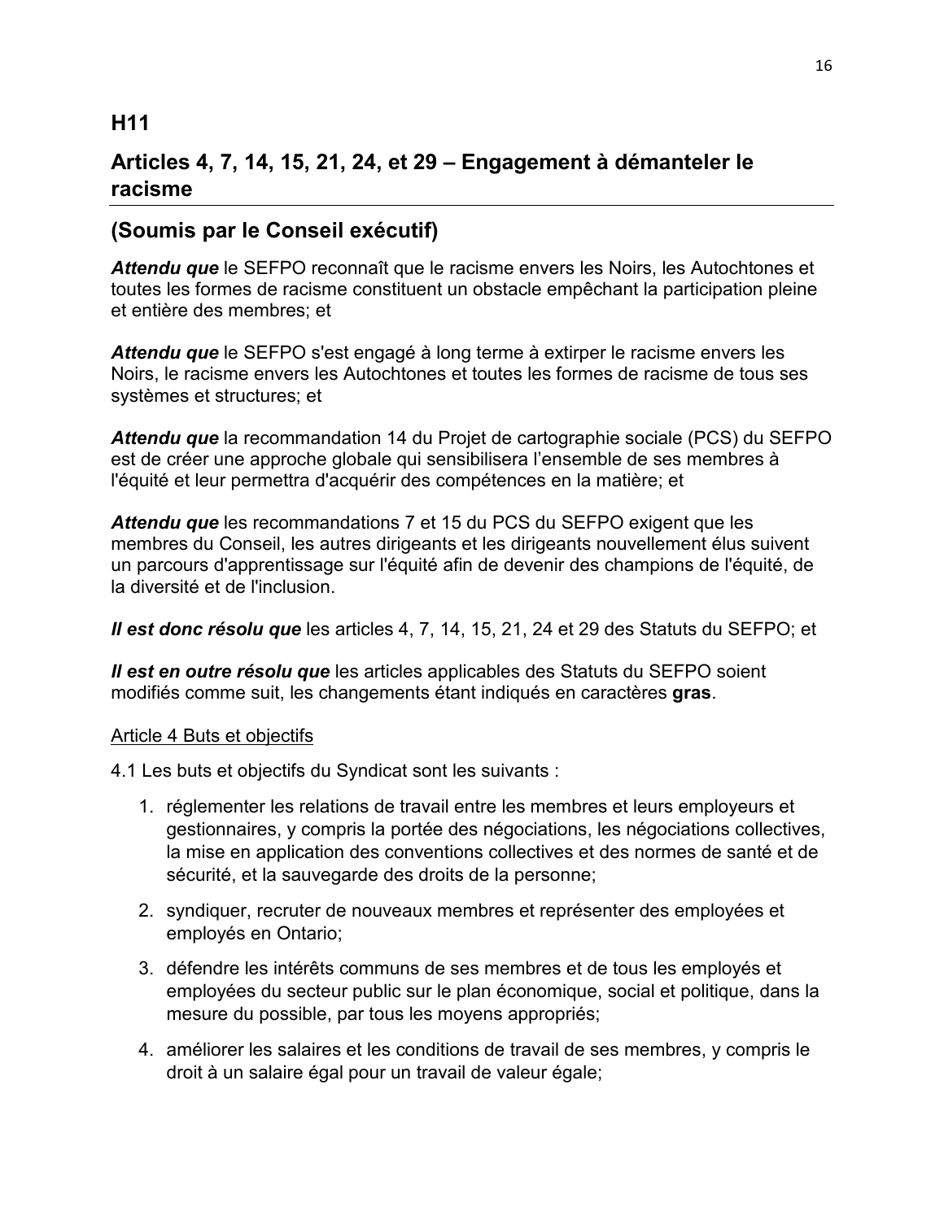## H11

## Articles 4, 7, 14, 15, 21, 24, et 29 – Engagement à démanteler le racisme

## (Soumis par le Conseil exécutif)

***Attendu que*** le SEFPO reconnaît que le racisme envers les Noirs, les Autochtones et toutes les formes de racisme constituent un obstacle empêchant la participation pleine et entière des membres; et

***Attendu que*** le SEFPO s'est engagé à long terme à extirper le racisme envers les Noirs, le racisme envers les Autochtones et toutes les formes de racisme de tous ses systèmes et structures; et

***Attendu que*** la recommandation 14 du Projet de cartographie sociale (PCS) du SEFPO est de créer une approche globale qui sensibilisera l'ensemble de ses membres à l'équité et leur permettra d'acquérir des compétences en la matière; et

***Attendu que*** les recommandations 7 et 15 du PCS du SEFPO exigent que les membres du Conseil, les autres dirigeants et les dirigeants nouvellement élus suivent un parcours d'apprentissage sur l'équité afin de devenir des champions de l'équité, de la diversité et de l'inclusion.

***Il est donc résolu que*** les articles 4, 7, 14, 15, 21, 24 et 29 des Statuts du SEFPO; et

***Il est en outre résolu que*** les articles applicables des Statuts du SEFPO soient modifiés comme suit, les changements étant indiqués en caractères **gras**.

<u>Article 4 Buts et objectifs</u>

4.1 Les buts et objectifs du Syndicat sont les suivants :

1. réglementer les relations de travail entre les membres et leurs employeurs et gestionnaires, y compris la portée des négociations, les négociations collectives, la mise en application des conventions collectives et des normes de santé et de sécurité, et la sauvegarde des droits de la personne;
2. syndiquer, recruter de nouveaux membres et représenter des employées et employés en Ontario;
3. défendre les intérêts communs de ses membres et de tous les employés et employées du secteur public sur le plan économique, social et politique, dans la mesure du possible, par tous les moyens appropriés;
4. améliorer les salaires et les conditions de travail de ses membres, y compris le droit à un salaire égal pour un travail de valeur égale;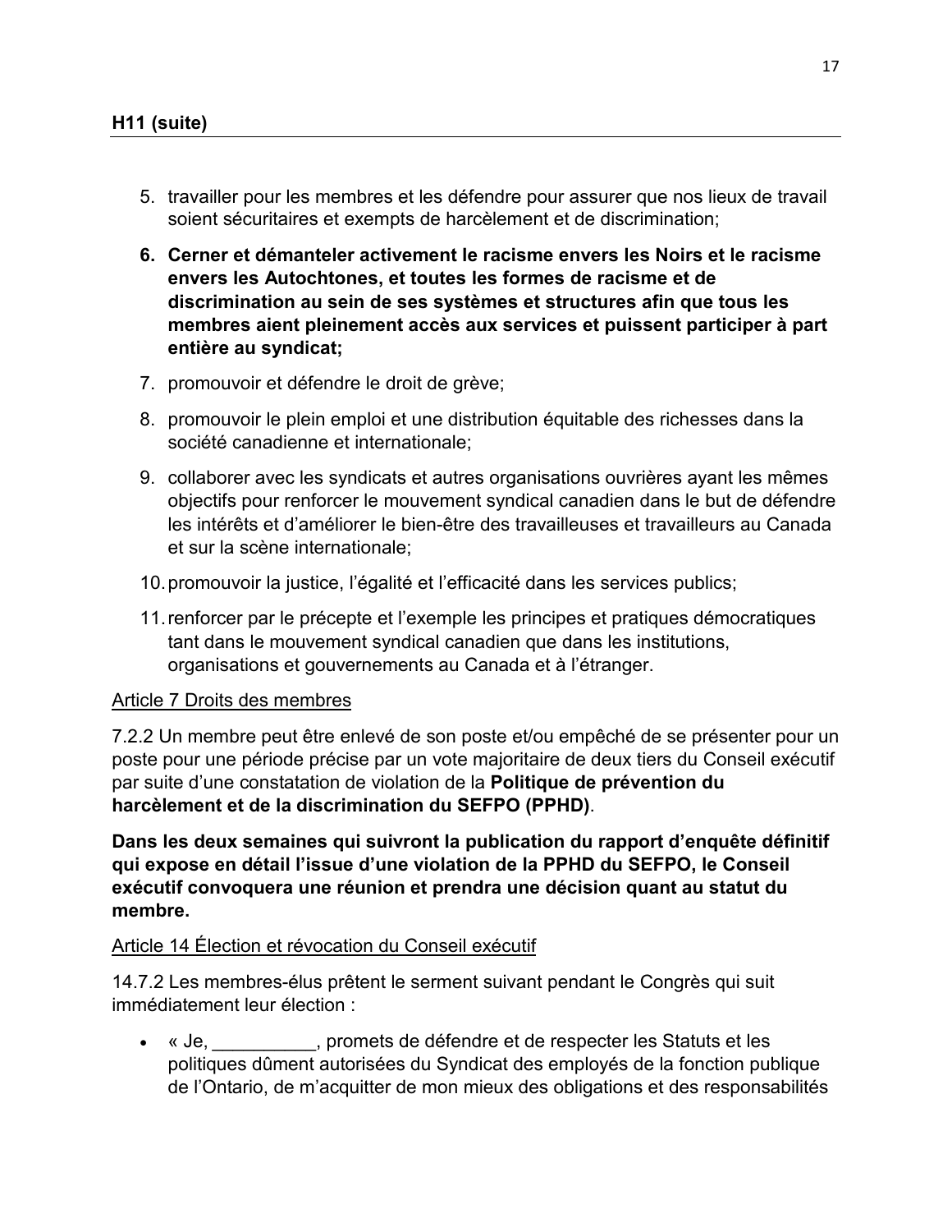**H11 (suite)**

5. travailler pour les membres et les défendre pour assurer que nos lieux de travail soient sécuritaires et exempts de harcèlement et de discrimination;
6. **Cerner et démanteler activement le racisme envers les Noirs et le racisme envers les Autochtones, et toutes les formes de racisme et de discrimination au sein de ses systèmes et structures afin que tous les membres aient pleinement accès aux services et puissent participer à part entière au syndicat;**
7. promouvoir et défendre le droit de grève;
8. promouvoir le plein emploi et une distribution équitable des richesses dans la société canadienne et internationale;
9. collaborer avec les syndicats et autres organisations ouvrières ayant les mêmes objectifs pour renforcer le mouvement syndical canadien dans le but de défendre les intérêts et d'améliorer le bien-être des travailleuses et travailleurs au Canada et sur la scène internationale;
10. promouvoir la justice, l'égalité et l'efficacité dans les services publics;
11. renforcer par le précepte et l'exemple les principes et pratiques démocratiques tant dans le mouvement syndical canadien que dans les institutions, organisations et gouvernements au Canada et à l'étranger.

Article 7 Droits des membres

7.2.2 Un membre peut être enlevé de son poste et/ou empêché de se présenter pour un poste pour une période précise par un vote majoritaire de deux tiers du Conseil exécutif par suite d'une constatation de violation de la **Politique de prévention du harcèlement et de la discrimination du SEFPO (PPHD)**.

**Dans les deux semaines qui suivront la publication du rapport d'enquête définitif qui expose en détail l'issue d'une violation de la PPHD du SEFPO, le Conseil exécutif convoquera une réunion et prendra une décision quant au statut du membre.**

Article 14 Élection et révocation du Conseil exécutif

14.7.2 Les membres-élus prêtent le serment suivant pendant le Congrès qui suit immédiatement leur élection :

- « Je, __________, promets de défendre et de respecter les Statuts et les politiques dûment autorisées du Syndicat des employés de la fonction publique de l'Ontario, de m'acquitter de mon mieux des obligations et des responsabilités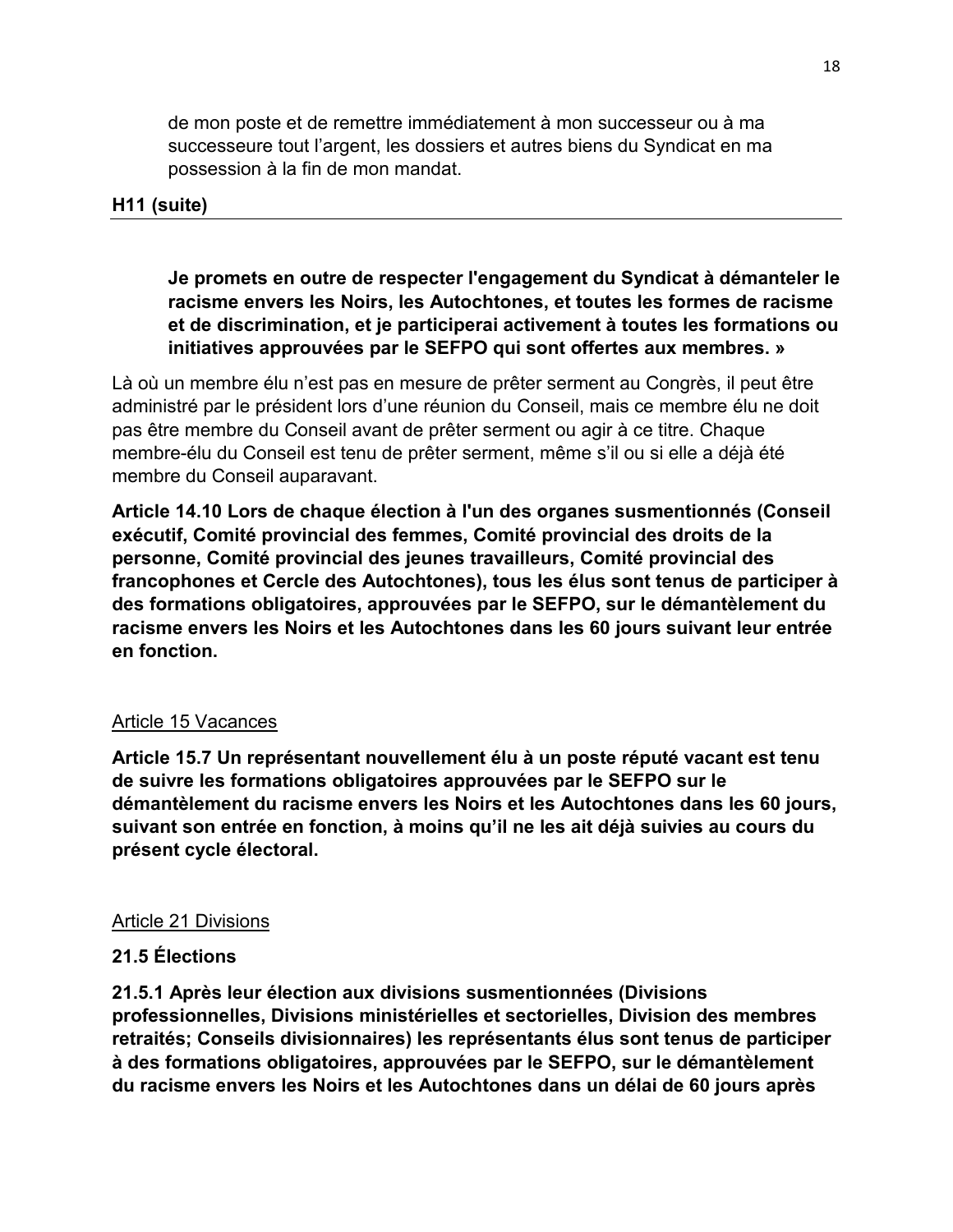de mon poste et de remettre immédiatement à mon successeur ou à ma successeure tout l'argent, les dossiers et autres biens du Syndicat en ma possession à la fin de mon mandat.

**H11 (suite)**

---

**Je promets en outre de respecter l'engagement du Syndicat à démanteler le racisme envers les Noirs, les Autochtones, et toutes les formes de racisme et de discrimination, et je participerai activement à toutes les formations ou initiatives approuvées par le SEFPO qui sont offertes aux membres. »**

Là où un membre élu n'est pas en mesure de prêter serment au Congrès, il peut être administré par le président lors d'une réunion du Conseil, mais ce membre élu ne doit pas être membre du Conseil avant de prêter serment ou agir à ce titre. Chaque membre-élu du Conseil est tenu de prêter serment, même s'il ou si elle a déjà été membre du Conseil auparavant.

**Article 14.10 Lors de chaque élection à l'un des organes susmentionnés (Conseil exécutif, Comité provincial des femmes, Comité provincial des droits de la personne, Comité provincial des jeunes travailleurs, Comité provincial des francophones et Cercle des Autochtones), tous les élus sont tenus de participer à des formations obligatoires, approuvées par le SEFPO, sur le démantèlement du racisme envers les Noirs et les Autochtones dans les 60 jours suivant leur entrée en fonction.**

Article 15 Vacances

**Article 15.7 Un représentant nouvellement élu à un poste réputé vacant est tenu de suivre les formations obligatoires approuvées par le SEFPO sur le démantèlement du racisme envers les Noirs et les Autochtones dans les 60 jours, suivant son entrée en fonction, à moins qu'il ne les ait déjà suivies au cours du présent cycle électoral.**

Article 21 Divisions

**21.5 Élections**

**21.5.1 Après leur élection aux divisions susmentionnées (Divisions professionnelles, Divisions ministérielles et sectorielles, Division des membres retraités; Conseils divisionnaires) les représentants élus sont tenus de participer à des formations obligatoires, approuvées par le SEFPO, sur le démantèlement du racisme envers les Noirs et les Autochtones dans un délai de 60 jours après**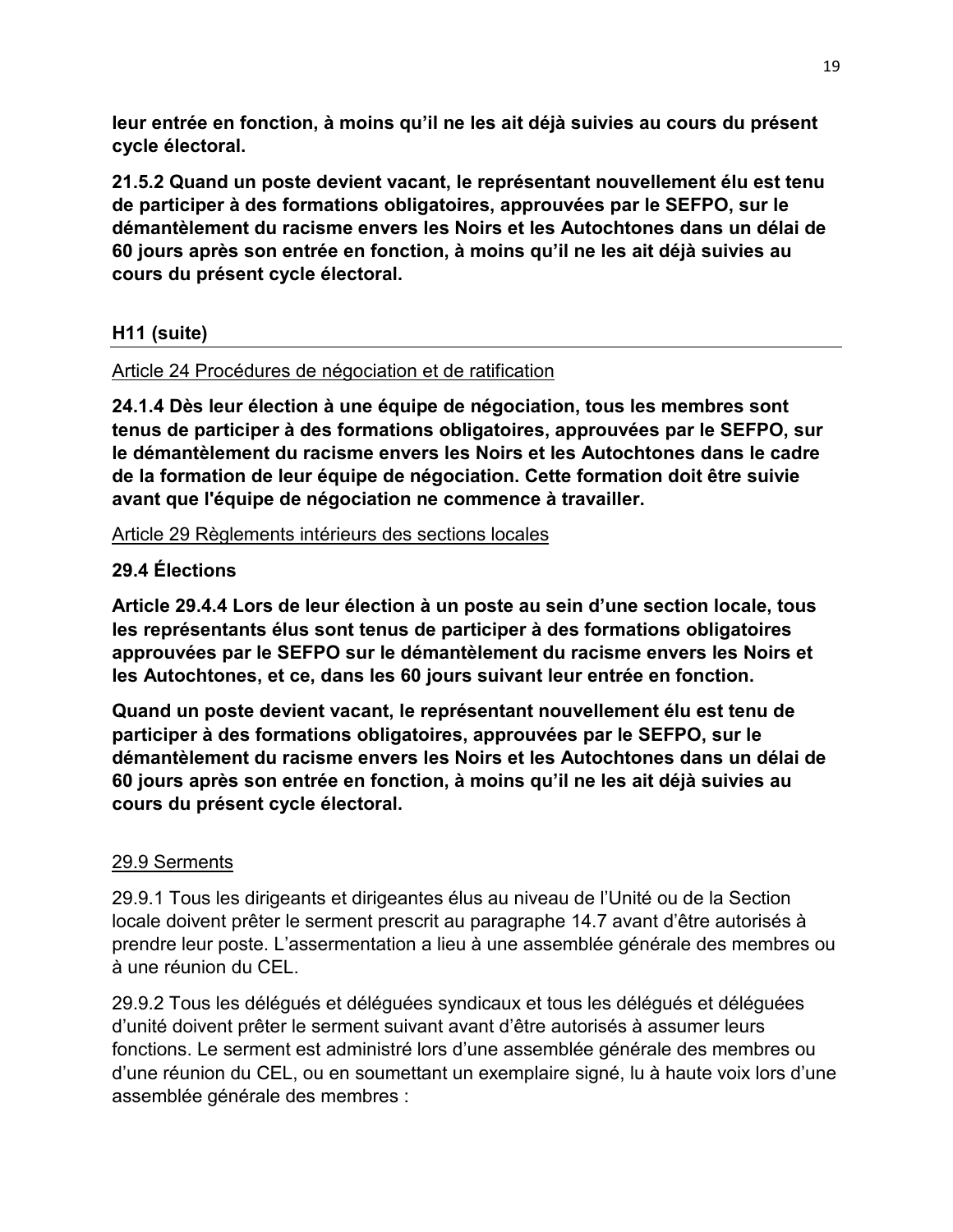**leur entrée en fonction, à moins qu'il ne les ait déjà suivies au cours du présent cycle électoral.**

**21.5.2 Quand un poste devient vacant, le représentant nouvellement élu est tenu de participer à des formations obligatoires, approuvées par le SEFPO, sur le démantèlement du racisme envers les Noirs et les Autochtones dans un délai de 60 jours après son entrée en fonction, à moins qu'il ne les ait déjà suivies au cours du présent cycle électoral.**

**H11 (suite)**

---

Article 24 Procédures de négociation et de ratification

**24.1.4 Dès leur élection à une équipe de négociation, tous les membres sont tenus de participer à des formations obligatoires, approuvées par le SEFPO, sur le démantèlement du racisme envers les Noirs et les Autochtones dans le cadre de la formation de leur équipe de négociation. Cette formation doit être suivie avant que l'équipe de négociation ne commence à travailler.**

Article 29 Règlements intérieurs des sections locales

**29.4 Élections**

**Article 29.4.4 Lors de leur élection à un poste au sein d'une section locale, tous les représentants élus sont tenus de participer à des formations obligatoires approuvées par le SEFPO sur le démantèlement du racisme envers les Noirs et les Autochtones, et ce, dans les 60 jours suivant leur entrée en fonction.**

**Quand un poste devient vacant, le représentant nouvellement élu est tenu de participer à des formations obligatoires, approuvées par le SEFPO, sur le démantèlement du racisme envers les Noirs et les Autochtones dans un délai de 60 jours après son entrée en fonction, à moins qu'il ne les ait déjà suivies au cours du présent cycle électoral.**

29.9 Serments

29.9.1 Tous les dirigeants et dirigeantes élus au niveau de l'Unité ou de la Section locale doivent prêter le serment prescrit au paragraphe 14.7 avant d'être autorisés à prendre leur poste. L'assermentation a lieu à une assemblée générale des membres ou à une réunion du CEL.

29.9.2 Tous les délégués et déléguées syndicaux et tous les délégués et déléguées d'unité doivent prêter le serment suivant avant d'être autorisés à assumer leurs fonctions. Le serment est administré lors d'une assemblée générale des membres ou d'une réunion du CEL, ou en soumettant un exemplaire signé, lu à haute voix lors d'une assemblée générale des membres :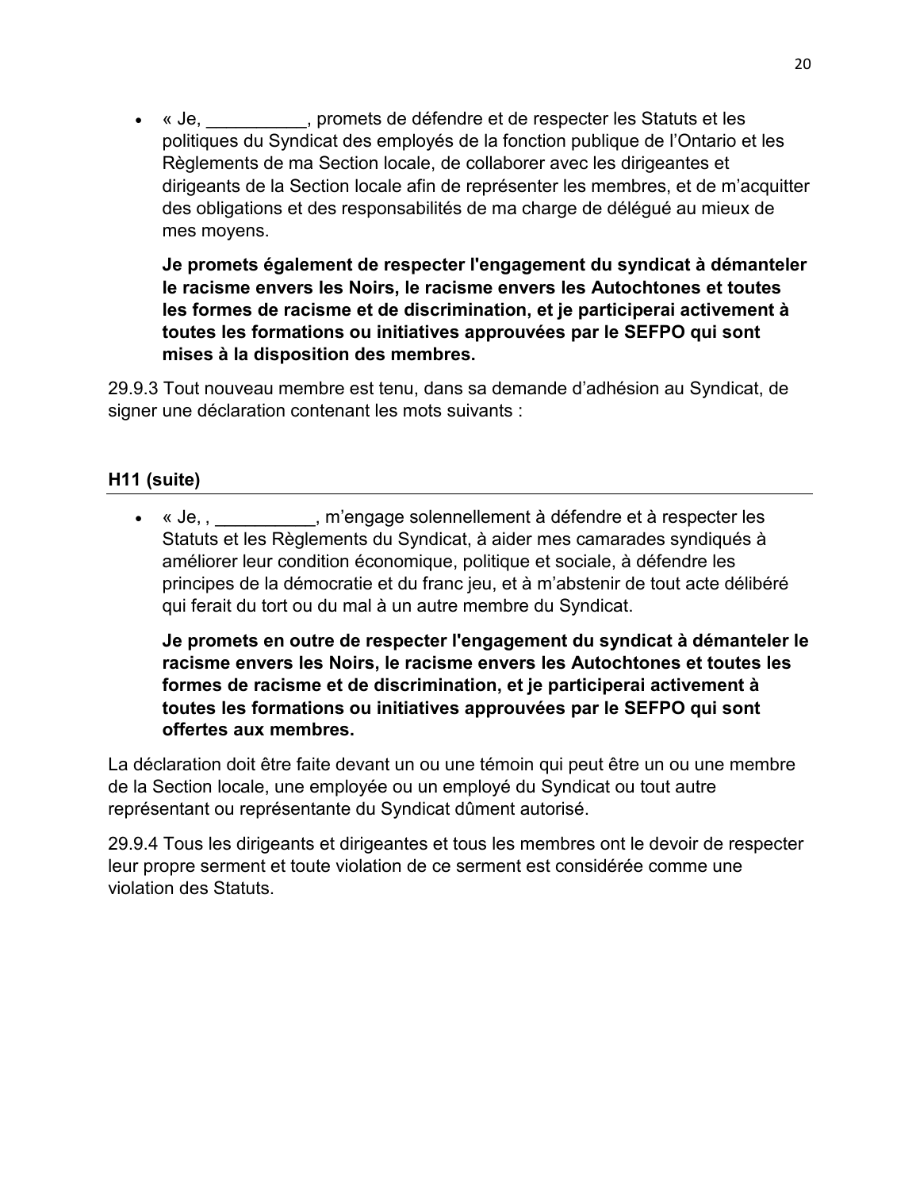- « Je, __________, promets de défendre et de respecter les Statuts et les politiques du Syndicat des employés de la fonction publique de l'Ontario et les Règlements de ma Section locale, de collaborer avec les dirigeantes et dirigeants de la Section locale afin de représenter les membres, et de m'acquitter des obligations et des responsabilités de ma charge de délégué au mieux de mes moyens.

  **Je promets également de respecter l'engagement du syndicat à démanteler le racisme envers les Noirs, le racisme envers les Autochtones et toutes les formes de racisme et de discrimination, et je participerai activement à toutes les formations ou initiatives approuvées par le SEFPO qui sont mises à la disposition des membres.**

29.9.3 Tout nouveau membre est tenu, dans sa demande d'adhésion au Syndicat, de signer une déclaration contenant les mots suivants :

**H11 (suite)**

- « Je, , __________, m'engage solennellement à défendre et à respecter les Statuts et les Règlements du Syndicat, à aider mes camarades syndiqués à améliorer leur condition économique, politique et sociale, à défendre les principes de la démocratie et du franc jeu, et à m'abstenir de tout acte délibéré qui ferait du tort ou du mal à un autre membre du Syndicat.

  **Je promets en outre de respecter l'engagement du syndicat à démanteler le racisme envers les Noirs, le racisme envers les Autochtones et toutes les formes de racisme et de discrimination, et je participerai activement à toutes les formations ou initiatives approuvées par le SEFPO qui sont offertes aux membres.**

La déclaration doit être faite devant un ou une témoin qui peut être un ou une membre de la Section locale, une employée ou un employé du Syndicat ou tout autre représentant ou représentante du Syndicat dûment autorisé.

29.9.4 Tous les dirigeants et dirigeantes et tous les membres ont le devoir de respecter leur propre serment et toute violation de ce serment est considérée comme une violation des Statuts.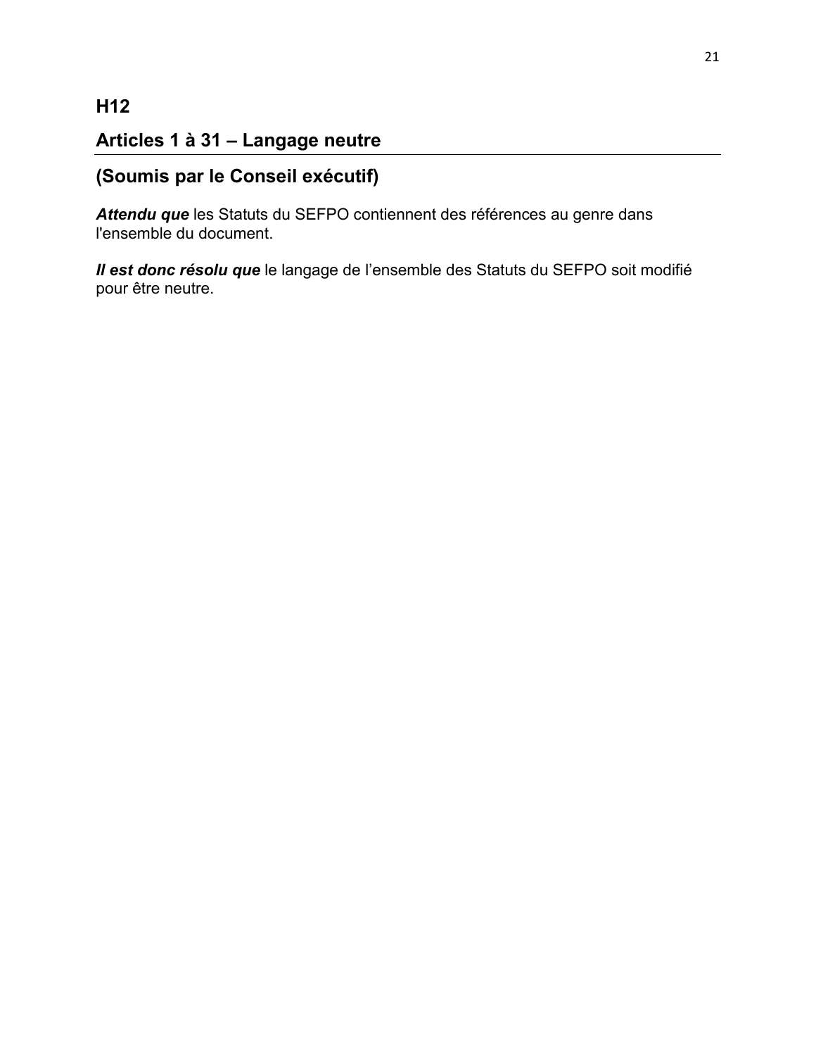## H12

## Articles 1 à 31 – Langage neutre

## (Soumis par le Conseil exécutif)

***Attendu que*** les Statuts du SEFPO contiennent des références au genre dans l'ensemble du document.

***Il est donc résolu que*** le langage de l'ensemble des Statuts du SEFPO soit modifié pour être neutre.